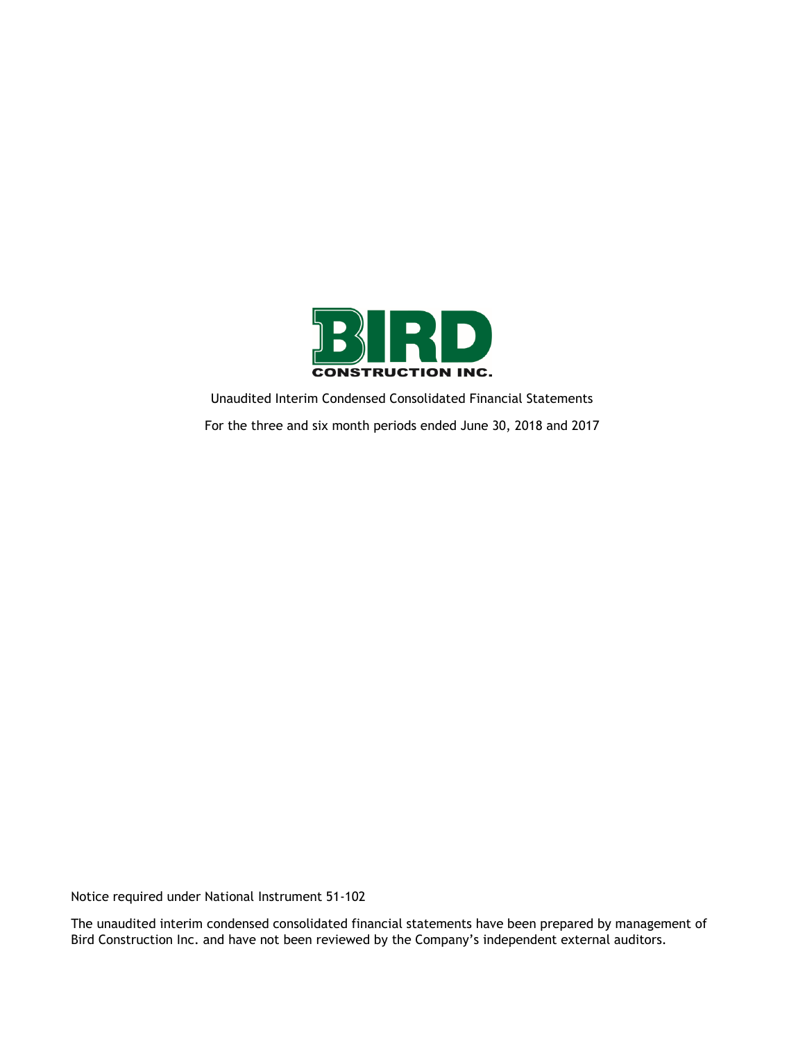BIRD CONSTRUCTION INC.

Unaudited Interim Condensed Consolidated Financial Statements

For the three and six month periods ended June 30, 2018 and 2017

Notice required under National Instrument 51-102

The unaudited interim condensed consolidated financial statements have been prepared by management of Bird Construction Inc. and have not been reviewed by the Company's independent external auditors.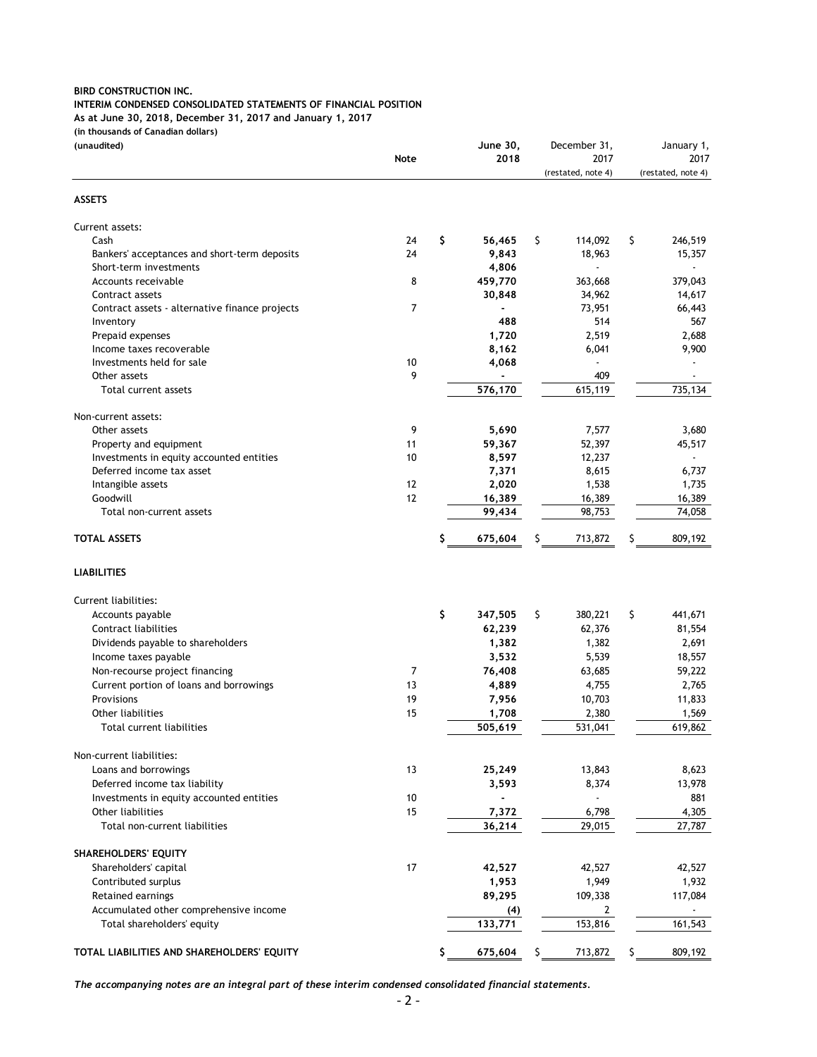**BIRD CONSTRUCTION INC.**
**INTERIM CONDENSED CONSOLIDATED STATEMENTS OF FINANCIAL POSITION**
**As at June 30, 2018, December 31, 2017 and January 1, 2017**
**(in thousands of Canadian dollars)**
**(unaudited)**

| | Note | June 30, 2018 | December 31, 2017 (restated, note 4) | January 1, 2017 (restated, note 4) |
|---|---|---|---|---|
| **ASSETS** | | | | |
| Current assets: | | | | |
| Cash | 24 | $ 56,465 | $ 114,092 | $ 246,519 |
| Bankers' acceptances and short-term deposits | 24 | 9,843 | 18,963 | 15,357 |
| Short-term investments | | 4,806 | - | - |
| Accounts receivable | 8 | 459,770 | 363,668 | 379,043 |
| Contract assets | | 30,848 | 34,962 | 14,617 |
| Contract assets - alternative finance projects | 7 | - | 73,951 | 66,443 |
| Inventory | | 488 | 514 | 567 |
| Prepaid expenses | | 1,720 | 2,519 | 2,688 |
| Income taxes recoverable | | 8,162 | 6,041 | 9,900 |
| Investments held for sale | 10 | 4,068 | - | - |
| Other assets | 9 | - | 409 | - |
| Total current assets | | 576,170 | 615,119 | 735,134 |
| Non-current assets: | | | | |
| Other assets | 9 | 5,690 | 7,577 | 3,680 |
| Property and equipment | 11 | 59,367 | 52,397 | 45,517 |
| Investments in equity accounted entities | 10 | 8,597 | 12,237 | - |
| Deferred income tax asset | | 7,371 | 8,615 | 6,737 |
| Intangible assets | 12 | 2,020 | 1,538 | 1,735 |
| Goodwill | 12 | 16,389 | 16,389 | 16,389 |
| Total non-current assets | | 99,434 | 98,753 | 74,058 |
| **TOTAL ASSETS** | | $ 675,604 | $ 713,872 | $ 809,192 |
| **LIABILITIES** | | | | |
| Current liabilities: | | | | |
| Accounts payable | | $ 347,505 | $ 380,221 | $ 441,671 |
| Contract liabilities | | 62,239 | 62,376 | 81,554 |
| Dividends payable to shareholders | | 1,382 | 1,382 | 2,691 |
| Income taxes payable | | 3,532 | 5,539 | 18,557 |
| Non-recourse project financing | 7 | 76,408 | 63,685 | 59,222 |
| Current portion of loans and borrowings | 13 | 4,889 | 4,755 | 2,765 |
| Provisions | 19 | 7,956 | 10,703 | 11,833 |
| Other liabilities | 15 | 1,708 | 2,380 | 1,569 |
| Total current liabilities | | 505,619 | 531,041 | 619,862 |
| Non-current liabilities: | | | | |
| Loans and borrowings | 13 | 25,249 | 13,843 | 8,623 |
| Deferred income tax liability | | 3,593 | 8,374 | 13,978 |
| Investments in equity accounted entities | 10 | - | - | 881 |
| Other liabilities | 15 | 7,372 | 6,798 | 4,305 |
| Total non-current liabilities | | 36,214 | 29,015 | 27,787 |
| **SHAREHOLDERS' EQUITY** | | | | |
| Shareholders' capital | 17 | 42,527 | 42,527 | 42,527 |
| Contributed surplus | | 1,953 | 1,949 | 1,932 |
| Retained earnings | | 89,295 | 109,338 | 117,084 |
| Accumulated other comprehensive income | | (4) | 2 | - |
| Total shareholders' equity | | 133,771 | 153,816 | 161,543 |
| **TOTAL LIABILITIES AND SHAREHOLDERS' EQUITY** | | $ 675,604 | $ 713,872 | $ 809,192 |

***The accompanying notes are an integral part of these interim condensed consolidated financial statements.***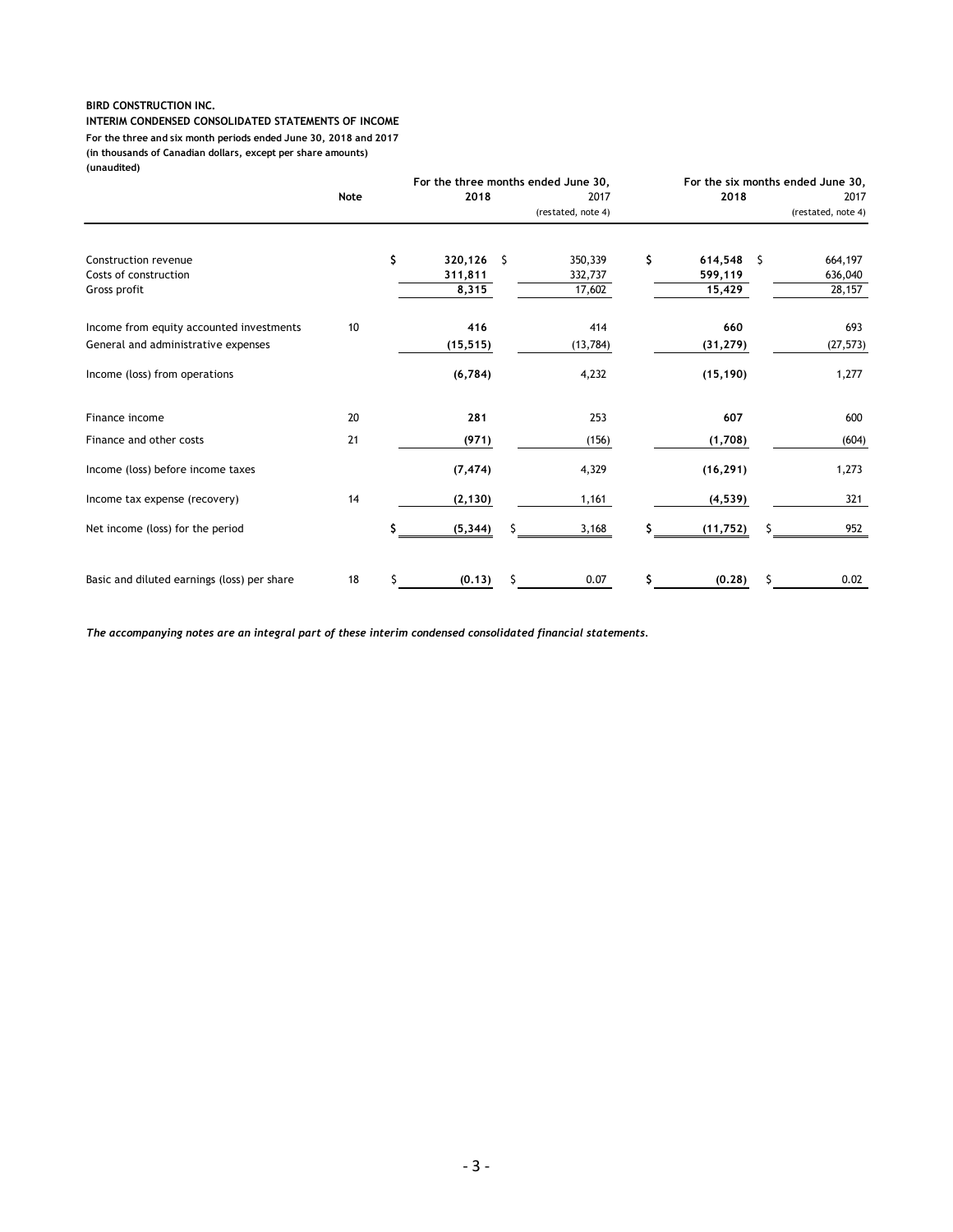**BIRD CONSTRUCTION INC.**
**INTERIM CONDENSED CONSOLIDATED STATEMENTS OF INCOME**
**For the three and six month periods ended June 30, 2018 and 2017**
**(in thousands of Canadian dollars, except per share amounts)**
**(unaudited)**

| | Note | For the three months ended June 30, 2018 | 2017 (restated, note 4) | For the six months ended June 30, 2018 | 2017 (restated, note 4) |
|---|---|---|---|---|---|
| Construction revenue | | **$ 320,126** | $ 350,339 | **$ 614,548** | $ 664,197 |
| Costs of construction | | **311,811** | 332,737 | **599,119** | 636,040 |
| Gross profit | | **8,315** | 17,602 | **15,429** | 28,157 |
| Income from equity accounted investments | 10 | **416** | 414 | **660** | 693 |
| General and administrative expenses | | **(15,515)** | (13,784) | **(31,279)** | (27,573) |
| Income (loss) from operations | | **(6,784)** | 4,232 | **(15,190)** | 1,277 |
| Finance income | 20 | **281** | 253 | **607** | 600 |
| Finance and other costs | 21 | **(971)** | (156) | **(1,708)** | (604) |
| Income (loss) before income taxes | | **(7,474)** | 4,329 | **(16,291)** | 1,273 |
| Income tax expense (recovery) | 14 | **(2,130)** | 1,161 | **(4,539)** | 321 |
| Net income (loss) for the period | | **$ (5,344)** | $ 3,168 | **$ (11,752)** | $ 952 |
| Basic and diluted earnings (loss) per share | 18 | **$ (0.13)** | $ 0.07 | **$ (0.28)** | $ 0.02 |

***The accompanying notes are an integral part of these interim condensed consolidated financial statements.***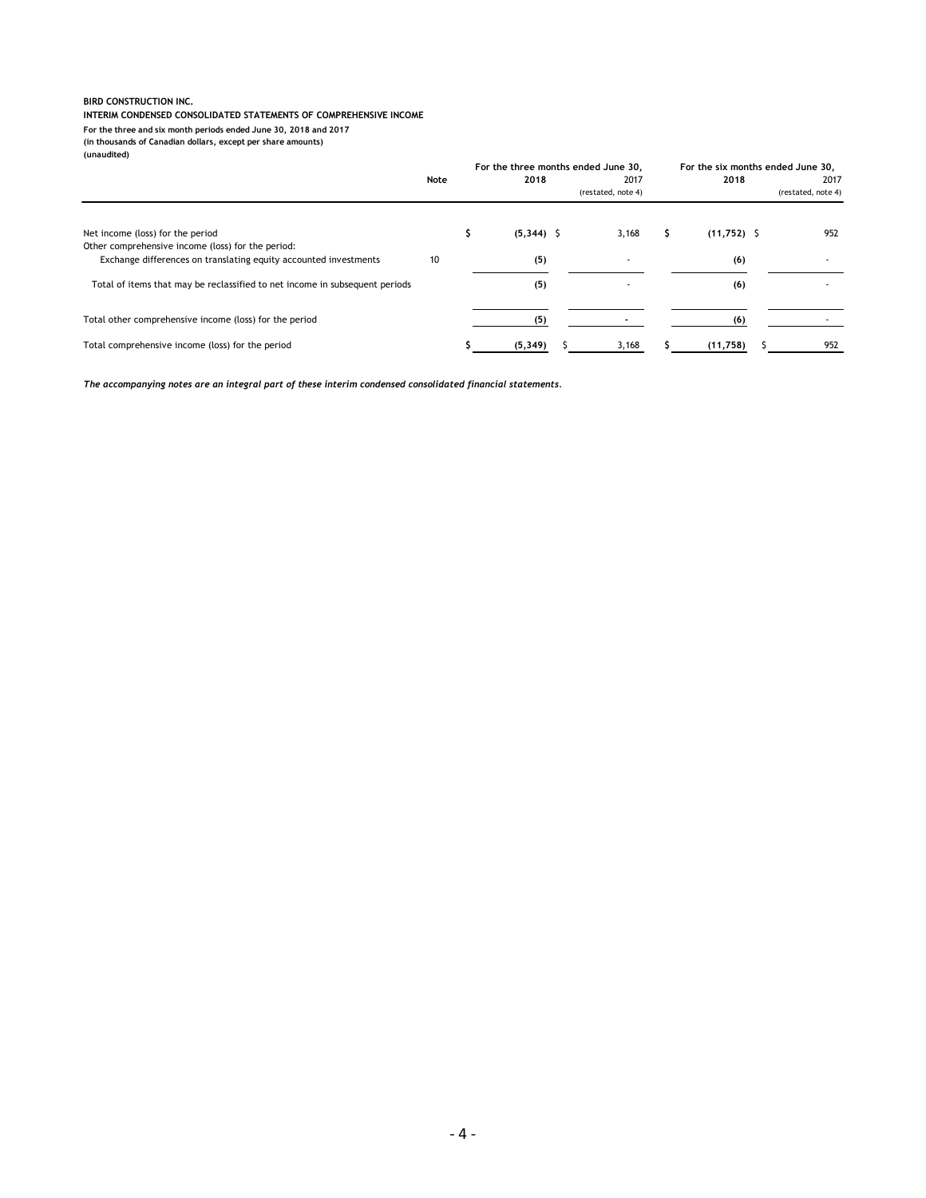**BIRD CONSTRUCTION INC.**
**INTERIM CONDENSED CONSOLIDATED STATEMENTS OF COMPREHENSIVE INCOME**
**For the three and six month periods ended June 30, 2018 and 2017**
**(in thousands of Canadian dollars, except per share amounts)**
**(unaudited)**

| | Note | For the three months ended June 30, 2018 | 2017 (restated, note 4) | For the six months ended June 30, 2018 | 2017 (restated, note 4) |
|---|---|---|---|---|---|
| Net income (loss) for the period | | $ **(5,344)** | $ 3,168 | $ **(11,752)** | $ 952 |
| Other comprehensive income (loss) for the period: | | | | | |
| Exchange differences on translating equity accounted investments | 10 | **(5)** | - | **(6)** | - |
| Total of items that may be reclassified to net income in subsequent periods | | **(5)** | - | **(6)** | - |
| Total other comprehensive income (loss) for the period | | **(5)** | - | **(6)** | - |
| Total comprehensive income (loss) for the period | | $ **(5,349)** | $ 3,168 | $ **(11,758)** | $ 952 |

***The accompanying notes are an integral part of these interim condensed consolidated financial statements.***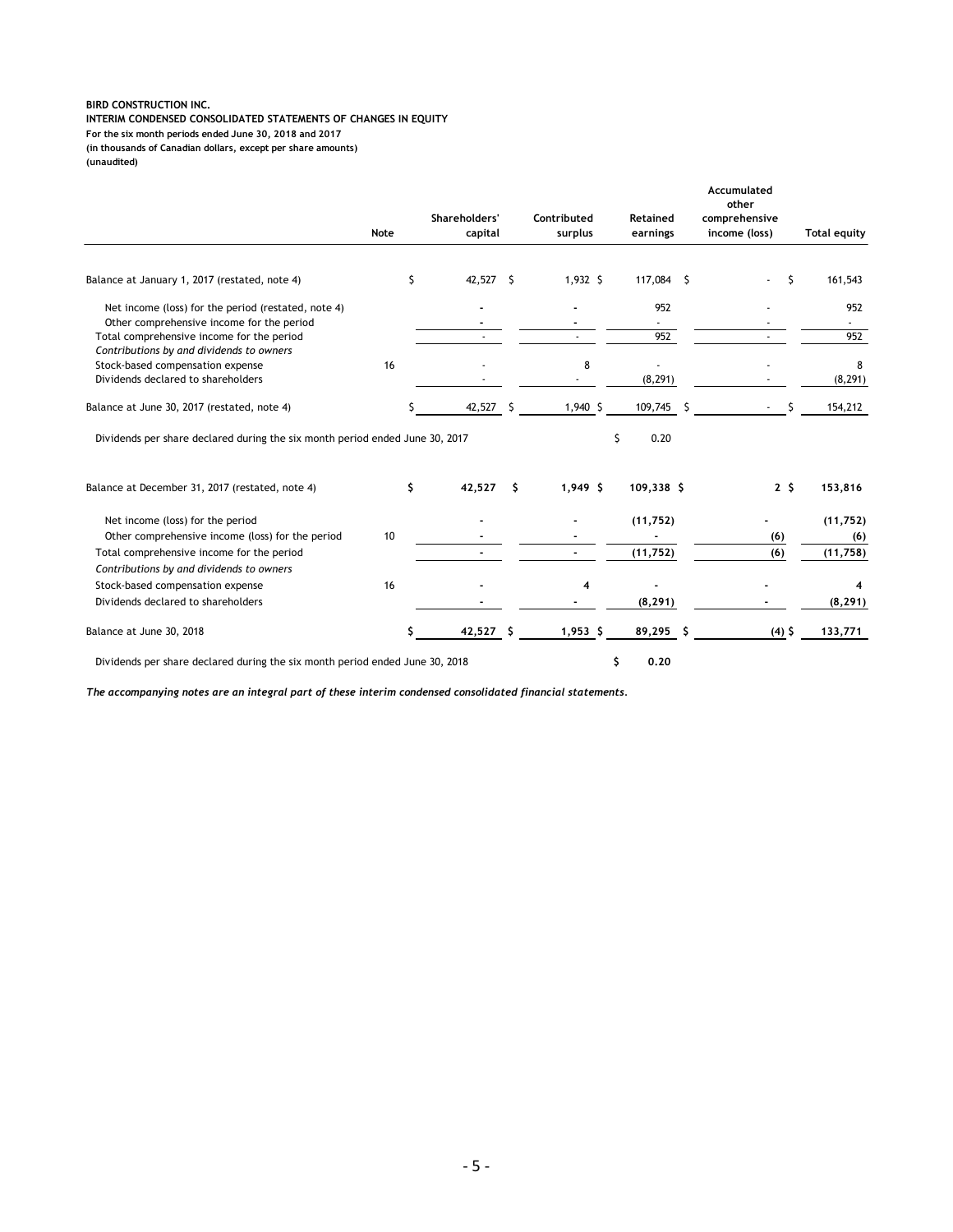**BIRD CONSTRUCTION INC.**
**INTERIM CONDENSED CONSOLIDATED STATEMENTS OF CHANGES IN EQUITY**
**For the six month periods ended June 30, 2018 and 2017**
**(in thousands of Canadian dollars, except per share amounts)**
**(unaudited)**

| | Note | Shareholders' capital | Contributed surplus | Retained earnings | Accumulated other comprehensive income (loss) | Total equity |
|---|---|---|---|---|---|---|
| Balance at January 1, 2017 (restated, note 4) | | $ 42,527 | $ 1,932 | $ 117,084 | $ - | $ 161,543 |
| Net income (loss) for the period (restated, note 4) | | - | - | 952 | - | 952 |
| Other comprehensive income for the period | | - | - | - | - | - |
| Total comprehensive income for the period | | - | - | 952 | - | 952 |
| *Contributions by and dividends to owners* | | | | | | |
| Stock-based compensation expense | 16 | - | 8 | - | - | 8 |
| Dividends declared to shareholders | | - | - | (8,291) | - | (8,291) |
| Balance at June 30, 2017 (restated, note 4) | | $ 42,527 | $ 1,940 | $ 109,745 | $ - | $ 154,212 |
| Dividends per share declared during the six month period ended June 30, 2017 | | | | $ 0.20 | | |
| | | | | | | |
| **Balance at December 31, 2017 (restated, note 4)** | | **$ 42,527** | **$ 1,949** | **$ 109,338** | **$ 2** | **$ 153,816** |
| Net income (loss) for the period | | **-** | **-** | **(11,752)** | **-** | **(11,752)** |
| Other comprehensive income (loss) for the period | 10 | **-** | **-** | **-** | **(6)** | **(6)** |
| Total comprehensive income for the period | | **-** | **-** | **(11,752)** | **(6)** | **(11,758)** |
| *Contributions by and dividends to owners* | | | | | | |
| Stock-based compensation expense | 16 | **-** | **4** | **-** | **-** | **4** |
| Dividends declared to shareholders | | **-** | **-** | **(8,291)** | **-** | **(8,291)** |
| Balance at June 30, 2018 | | **$ 42,527** | **$ 1,953** | **$ 89,295** | **$ (4)** | **$ 133,771** |
| Dividends per share declared during the six month period ended June 30, 2018 | | | | **$ 0.20** | | |

***The accompanying notes are an integral part of these interim condensed consolidated financial statements.***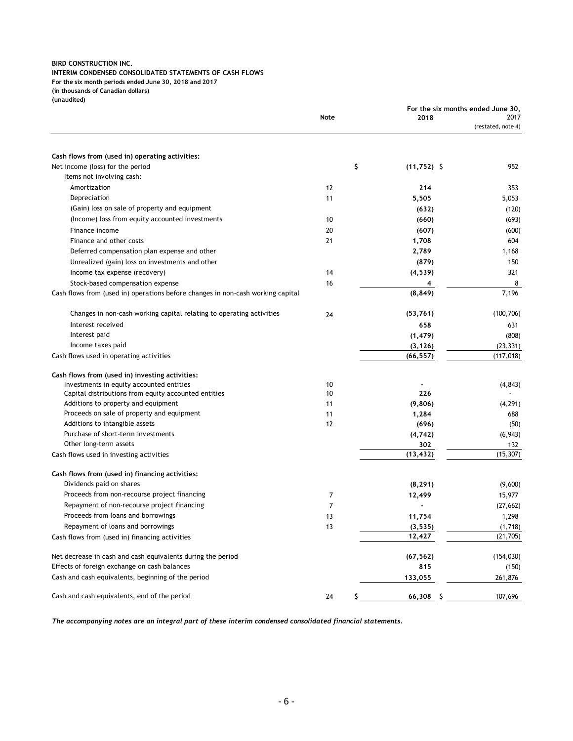**BIRD CONSTRUCTION INC.**
**INTERIM CONDENSED CONSOLIDATED STATEMENTS OF CASH FLOWS**
**For the six month periods ended June 30, 2018 and 2017**
**(in thousands of Canadian dollars)**
**(unaudited)**

| | Note | For the six months ended June 30, 2018 | 2017 (restated, note 4) |
|---|---|---|---|
| **Cash flows from (used in) operating activities:** | | | |
| Net income (loss) for the period | | $ **(11,752)** | $ 952 |
| Items not involving cash: | | | |
| Amortization | 12 | **214** | 353 |
| Depreciation | 11 | **5,505** | 5,053 |
| (Gain) loss on sale of property and equipment | | **(632)** | (120) |
| (Income) loss from equity accounted investments | 10 | **(660)** | (693) |
| Finance income | 20 | **(607)** | (600) |
| Finance and other costs | 21 | **1,708** | 604 |
| Deferred compensation plan expense and other | | **2,789** | 1,168 |
| Unrealized (gain) loss on investments and other | | **(879)** | 150 |
| Income tax expense (recovery) | 14 | **(4,539)** | 321 |
| Stock-based compensation expense | 16 | **4** | 8 |
| Cash flows from (used in) operations before changes in non-cash working capital | | **(8,849)** | 7,196 |
| Changes in non-cash working capital relating to operating activities | 24 | **(53,761)** | (100,706) |
| Interest received | | **658** | 631 |
| Interest paid | | **(1,479)** | (808) |
| Income taxes paid | | **(3,126)** | (23,331) |
| Cash flows used in operating activities | | **(66,557)** | (117,018) |
| **Cash flows from (used in) investing activities:** | | | |
| Investments in equity accounted entities | 10 | **-** | (4,843) |
| Capital distributions from equity accounted entities | 10 | **226** | - |
| Additions to property and equipment | 11 | **(9,806)** | (4,291) |
| Proceeds on sale of property and equipment | 11 | **1,284** | 688 |
| Additions to intangible assets | 12 | **(696)** | (50) |
| Purchase of short-term investments | | **(4,742)** | (6,943) |
| Other long-term assets | | **302** | 132 |
| Cash flows used in investing activities | | **(13,432)** | (15,307) |
| **Cash flows from (used in) financing activities:** | | | |
| Dividends paid on shares | | **(8,291)** | (9,600) |
| Proceeds from non-recourse project financing | 7 | **12,499** | 15,977 |
| Repayment of non-recourse project financing | 7 | **-** | (27,662) |
| Proceeds from loans and borrowings | 13 | **11,754** | 1,298 |
| Repayment of loans and borrowings | 13 | **(3,535)** | (1,718) |
| Cash flows from (used in) financing activities | | **12,427** | (21,705) |
| Net decrease in cash and cash equivalents during the period | | **(67,562)** | (154,030) |
| Effects of foreign exchange on cash balances | | **815** | (150) |
| Cash and cash equivalents, beginning of the period | | **133,055** | 261,876 |
| Cash and cash equivalents, end of the period | 24 | $ **66,308** | $ 107,696 |

***The accompanying notes are an integral part of these interim condensed consolidated financial statements.***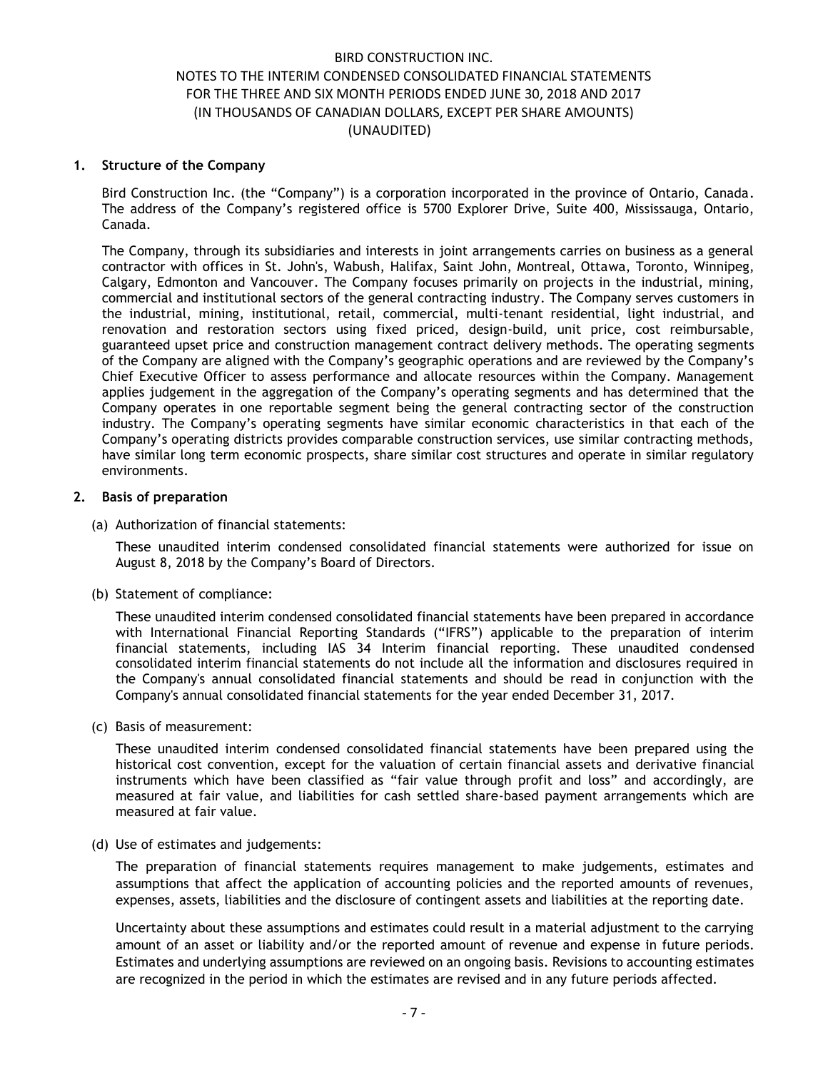# BIRD CONSTRUCTION INC.
## NOTES TO THE INTERIM CONDENSED CONSOLIDATED FINANCIAL STATEMENTS
## FOR THE THREE AND SIX MONTH PERIODS ENDED JUNE 30, 2018 AND 2017
## (IN THOUSANDS OF CANADIAN DOLLARS, EXCEPT PER SHARE AMOUNTS)
## (UNAUDITED)

### 1. Structure of the Company

Bird Construction Inc. (the "Company") is a corporation incorporated in the province of Ontario, Canada. The address of the Company's registered office is 5700 Explorer Drive, Suite 400, Mississauga, Ontario, Canada.

The Company, through its subsidiaries and interests in joint arrangements carries on business as a general contractor with offices in St. John's, Wabush, Halifax, Saint John, Montreal, Ottawa, Toronto, Winnipeg, Calgary, Edmonton and Vancouver. The Company focuses primarily on projects in the industrial, mining, commercial and institutional sectors of the general contracting industry. The Company serves customers in the industrial, mining, institutional, retail, commercial, multi-tenant residential, light industrial, and renovation and restoration sectors using fixed priced, design-build, unit price, cost reimbursable, guaranteed upset price and construction management contract delivery methods. The operating segments of the Company are aligned with the Company's geographic operations and are reviewed by the Company's Chief Executive Officer to assess performance and allocate resources within the Company. Management applies judgement in the aggregation of the Company's operating segments and has determined that the Company operates in one reportable segment being the general contracting sector of the construction industry. The Company's operating segments have similar economic characteristics in that each of the Company's operating districts provides comparable construction services, use similar contracting methods, have similar long term economic prospects, share similar cost structures and operate in similar regulatory environments.

### 2. Basis of preparation

(a) Authorization of financial statements:

These unaudited interim condensed consolidated financial statements were authorized for issue on August 8, 2018 by the Company's Board of Directors.

(b) Statement of compliance:

These unaudited interim condensed consolidated financial statements have been prepared in accordance with International Financial Reporting Standards ("IFRS") applicable to the preparation of interim financial statements, including IAS 34 Interim financial reporting. These unaudited condensed consolidated interim financial statements do not include all the information and disclosures required in the Company's annual consolidated financial statements and should be read in conjunction with the Company's annual consolidated financial statements for the year ended December 31, 2017.

(c) Basis of measurement:

These unaudited interim condensed consolidated financial statements have been prepared using the historical cost convention, except for the valuation of certain financial assets and derivative financial instruments which have been classified as "fair value through profit and loss" and accordingly, are measured at fair value, and liabilities for cash settled share-based payment arrangements which are measured at fair value.

(d) Use of estimates and judgements:

The preparation of financial statements requires management to make judgements, estimates and assumptions that affect the application of accounting policies and the reported amounts of revenues, expenses, assets, liabilities and the disclosure of contingent assets and liabilities at the reporting date.

Uncertainty about these assumptions and estimates could result in a material adjustment to the carrying amount of an asset or liability and/or the reported amount of revenue and expense in future periods. Estimates and underlying assumptions are reviewed on an ongoing basis. Revisions to accounting estimates are recognized in the period in which the estimates are revised and in any future periods affected.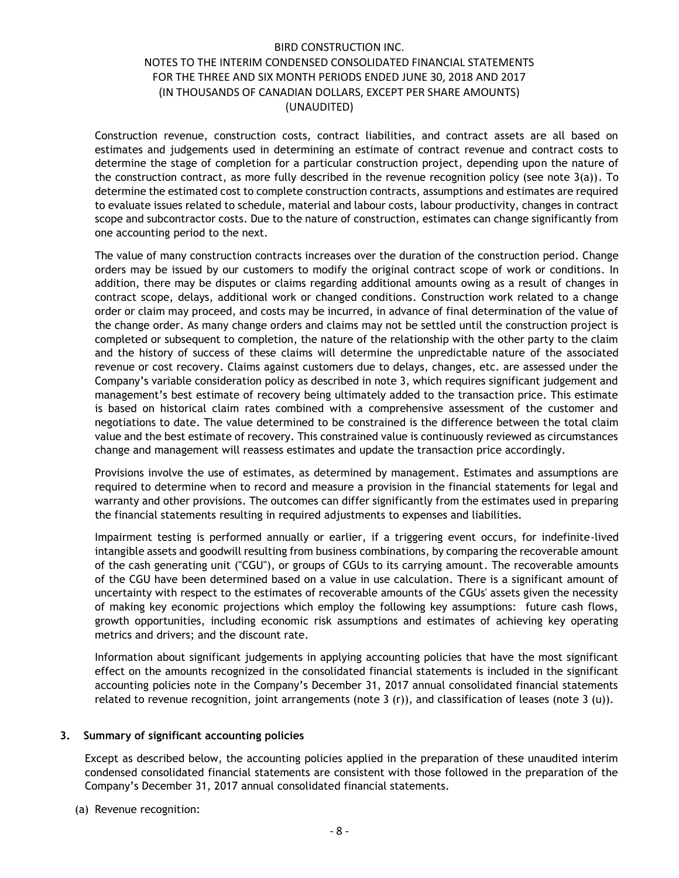Construction revenue, construction costs, contract liabilities, and contract assets are all based on estimates and judgements used in determining an estimate of contract revenue and contract costs to determine the stage of completion for a particular construction project, depending upon the nature of the construction contract, as more fully described in the revenue recognition policy (see note 3(a)). To determine the estimated cost to complete construction contracts, assumptions and estimates are required to evaluate issues related to schedule, material and labour costs, labour productivity, changes in contract scope and subcontractor costs. Due to the nature of construction, estimates can change significantly from one accounting period to the next.

The value of many construction contracts increases over the duration of the construction period. Change orders may be issued by our customers to modify the original contract scope of work or conditions. In addition, there may be disputes or claims regarding additional amounts owing as a result of changes in contract scope, delays, additional work or changed conditions. Construction work related to a change order or claim may proceed, and costs may be incurred, in advance of final determination of the value of the change order. As many change orders and claims may not be settled until the construction project is completed or subsequent to completion, the nature of the relationship with the other party to the claim and the history of success of these claims will determine the unpredictable nature of the associated revenue or cost recovery. Claims against customers due to delays, changes, etc. are assessed under the Company's variable consideration policy as described in note 3, which requires significant judgement and management's best estimate of recovery being ultimately added to the transaction price. This estimate is based on historical claim rates combined with a comprehensive assessment of the customer and negotiations to date. The value determined to be constrained is the difference between the total claim value and the best estimate of recovery. This constrained value is continuously reviewed as circumstances change and management will reassess estimates and update the transaction price accordingly.

Provisions involve the use of estimates, as determined by management. Estimates and assumptions are required to determine when to record and measure a provision in the financial statements for legal and warranty and other provisions. The outcomes can differ significantly from the estimates used in preparing the financial statements resulting in required adjustments to expenses and liabilities.

Impairment testing is performed annually or earlier, if a triggering event occurs, for indefinite-lived intangible assets and goodwill resulting from business combinations, by comparing the recoverable amount of the cash generating unit ("CGU"), or groups of CGUs to its carrying amount. The recoverable amounts of the CGU have been determined based on a value in use calculation. There is a significant amount of uncertainty with respect to the estimates of recoverable amounts of the CGUs' assets given the necessity of making key economic projections which employ the following key assumptions: future cash flows, growth opportunities, including economic risk assumptions and estimates of achieving key operating metrics and drivers; and the discount rate.

Information about significant judgements in applying accounting policies that have the most significant effect on the amounts recognized in the consolidated financial statements is included in the significant accounting policies note in the Company's December 31, 2017 annual consolidated financial statements related to revenue recognition, joint arrangements (note 3 (r)), and classification of leases (note 3 (u)).

## 3. Summary of significant accounting policies

Except as described below, the accounting policies applied in the preparation of these unaudited interim condensed consolidated financial statements are consistent with those followed in the preparation of the Company's December 31, 2017 annual consolidated financial statements.

(a) Revenue recognition: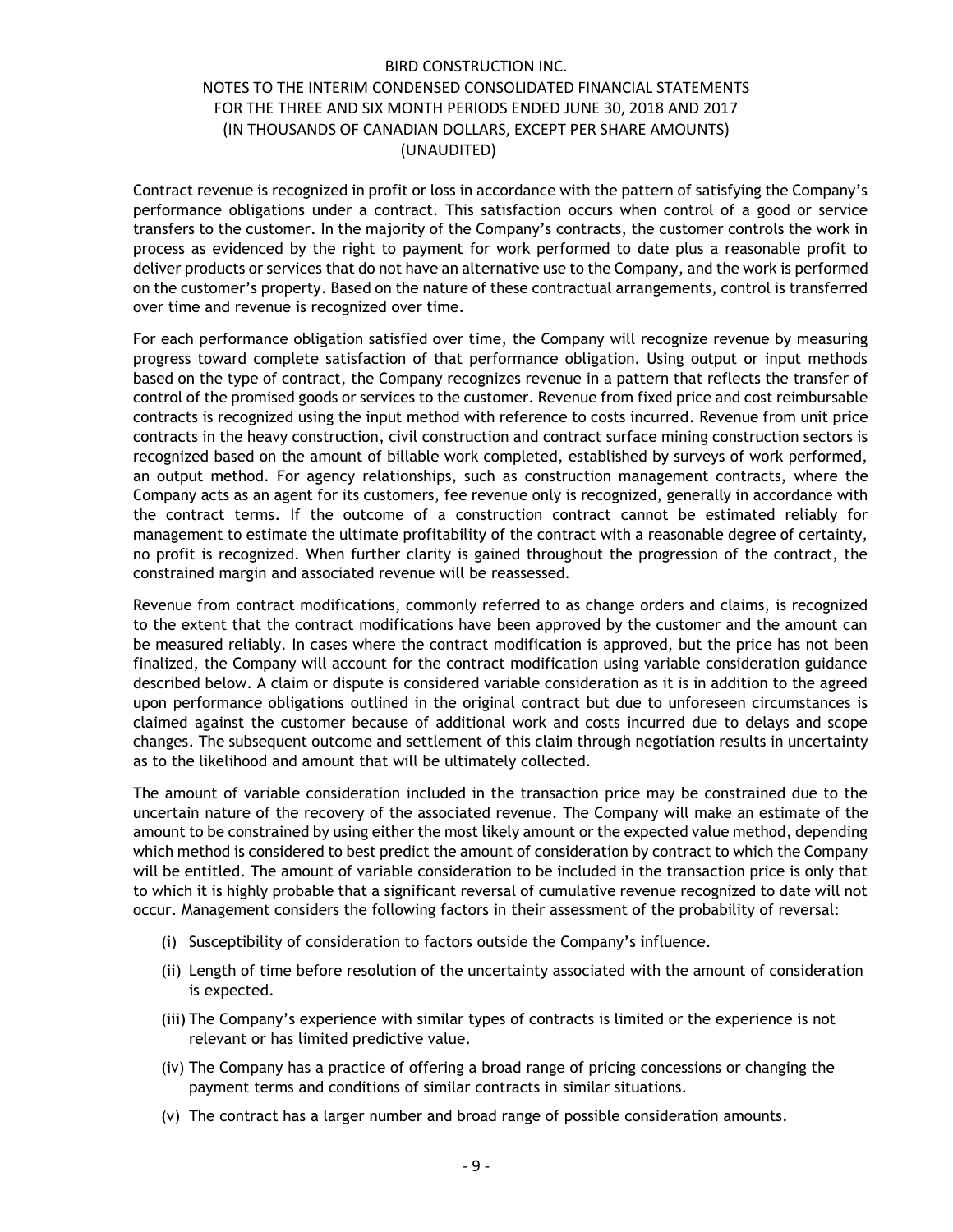Contract revenue is recognized in profit or loss in accordance with the pattern of satisfying the Company's performance obligations under a contract. This satisfaction occurs when control of a good or service transfers to the customer. In the majority of the Company's contracts, the customer controls the work in process as evidenced by the right to payment for work performed to date plus a reasonable profit to deliver products or services that do not have an alternative use to the Company, and the work is performed on the customer's property. Based on the nature of these contractual arrangements, control is transferred over time and revenue is recognized over time.

For each performance obligation satisfied over time, the Company will recognize revenue by measuring progress toward complete satisfaction of that performance obligation. Using output or input methods based on the type of contract, the Company recognizes revenue in a pattern that reflects the transfer of control of the promised goods or services to the customer. Revenue from fixed price and cost reimbursable contracts is recognized using the input method with reference to costs incurred. Revenue from unit price contracts in the heavy construction, civil construction and contract surface mining construction sectors is recognized based on the amount of billable work completed, established by surveys of work performed, an output method. For agency relationships, such as construction management contracts, where the Company acts as an agent for its customers, fee revenue only is recognized, generally in accordance with the contract terms. If the outcome of a construction contract cannot be estimated reliably for management to estimate the ultimate profitability of the contract with a reasonable degree of certainty, no profit is recognized. When further clarity is gained throughout the progression of the contract, the constrained margin and associated revenue will be reassessed.

Revenue from contract modifications, commonly referred to as change orders and claims, is recognized to the extent that the contract modifications have been approved by the customer and the amount can be measured reliably. In cases where the contract modification is approved, but the price has not been finalized, the Company will account for the contract modification using variable consideration guidance described below. A claim or dispute is considered variable consideration as it is in addition to the agreed upon performance obligations outlined in the original contract but due to unforeseen circumstances is claimed against the customer because of additional work and costs incurred due to delays and scope changes. The subsequent outcome and settlement of this claim through negotiation results in uncertainty as to the likelihood and amount that will be ultimately collected.

The amount of variable consideration included in the transaction price may be constrained due to the uncertain nature of the recovery of the associated revenue. The Company will make an estimate of the amount to be constrained by using either the most likely amount or the expected value method, depending which method is considered to best predict the amount of consideration by contract to which the Company will be entitled. The amount of variable consideration to be included in the transaction price is only that to which it is highly probable that a significant reversal of cumulative revenue recognized to date will not occur. Management considers the following factors in their assessment of the probability of reversal:

(i) Susceptibility of consideration to factors outside the Company's influence.

(ii) Length of time before resolution of the uncertainty associated with the amount of consideration is expected.

(iii) The Company's experience with similar types of contracts is limited or the experience is not relevant or has limited predictive value.

(iv) The Company has a practice of offering a broad range of pricing concessions or changing the payment terms and conditions of similar contracts in similar situations.

(v) The contract has a larger number and broad range of possible consideration amounts.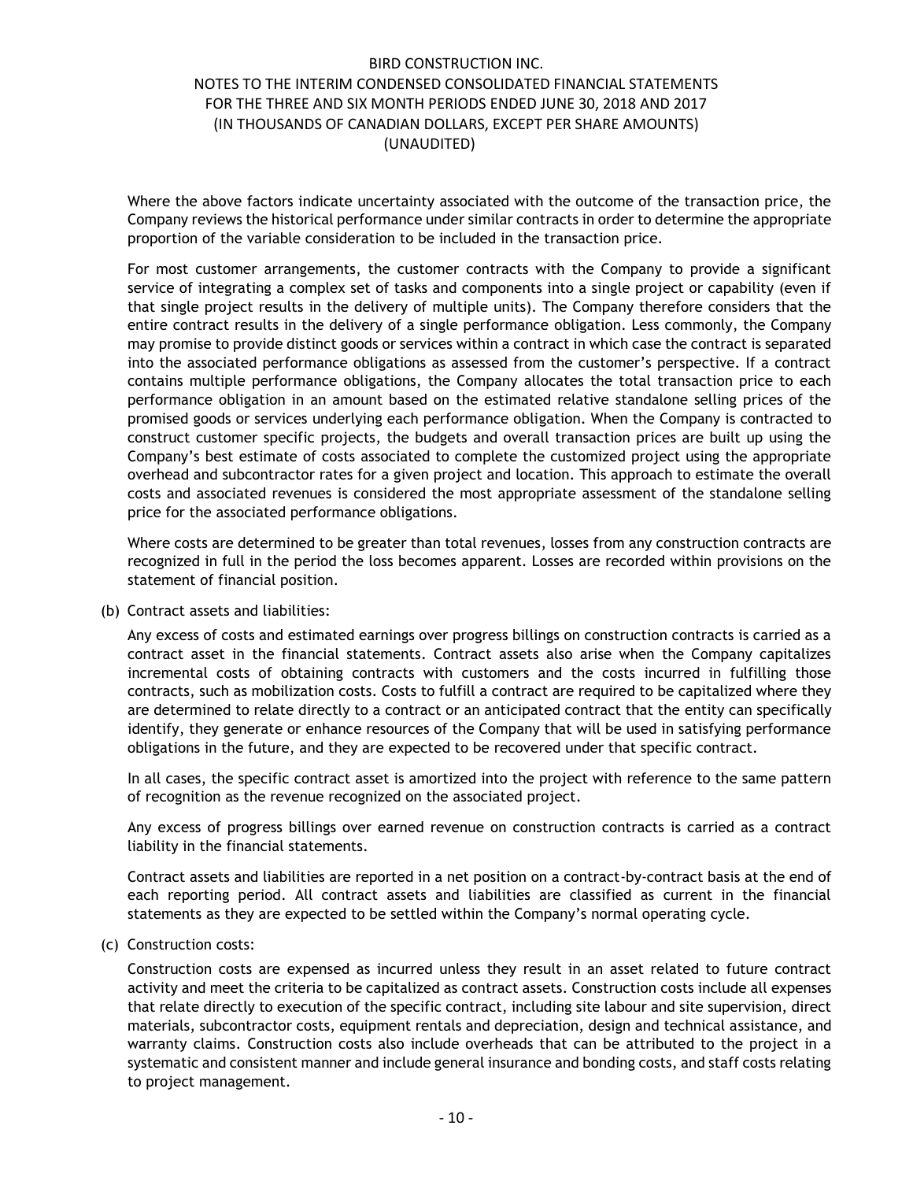Where the above factors indicate uncertainty associated with the outcome of the transaction price, the Company reviews the historical performance under similar contracts in order to determine the appropriate proportion of the variable consideration to be included in the transaction price.

For most customer arrangements, the customer contracts with the Company to provide a significant service of integrating a complex set of tasks and components into a single project or capability (even if that single project results in the delivery of multiple units). The Company therefore considers that the entire contract results in the delivery of a single performance obligation. Less commonly, the Company may promise to provide distinct goods or services within a contract in which case the contract is separated into the associated performance obligations as assessed from the customer's perspective. If a contract contains multiple performance obligations, the Company allocates the total transaction price to each performance obligation in an amount based on the estimated relative standalone selling prices of the promised goods or services underlying each performance obligation. When the Company is contracted to construct customer specific projects, the budgets and overall transaction prices are built up using the Company's best estimate of costs associated to complete the customized project using the appropriate overhead and subcontractor rates for a given project and location. This approach to estimate the overall costs and associated revenues is considered the most appropriate assessment of the standalone selling price for the associated performance obligations.

Where costs are determined to be greater than total revenues, losses from any construction contracts are recognized in full in the period the loss becomes apparent. Losses are recorded within provisions on the statement of financial position.

(b) Contract assets and liabilities:

Any excess of costs and estimated earnings over progress billings on construction contracts is carried as a contract asset in the financial statements. Contract assets also arise when the Company capitalizes incremental costs of obtaining contracts with customers and the costs incurred in fulfilling those contracts, such as mobilization costs. Costs to fulfill a contract are required to be capitalized where they are determined to relate directly to a contract or an anticipated contract that the entity can specifically identify, they generate or enhance resources of the Company that will be used in satisfying performance obligations in the future, and they are expected to be recovered under that specific contract.

In all cases, the specific contract asset is amortized into the project with reference to the same pattern of recognition as the revenue recognized on the associated project.

Any excess of progress billings over earned revenue on construction contracts is carried as a contract liability in the financial statements.

Contract assets and liabilities are reported in a net position on a contract-by-contract basis at the end of each reporting period. All contract assets and liabilities are classified as current in the financial statements as they are expected to be settled within the Company's normal operating cycle.

(c) Construction costs:

Construction costs are expensed as incurred unless they result in an asset related to future contract activity and meet the criteria to be capitalized as contract assets. Construction costs include all expenses that relate directly to execution of the specific contract, including site labour and site supervision, direct materials, subcontractor costs, equipment rentals and depreciation, design and technical assistance, and warranty claims. Construction costs also include overheads that can be attributed to the project in a systematic and consistent manner and include general insurance and bonding costs, and staff costs relating to project management.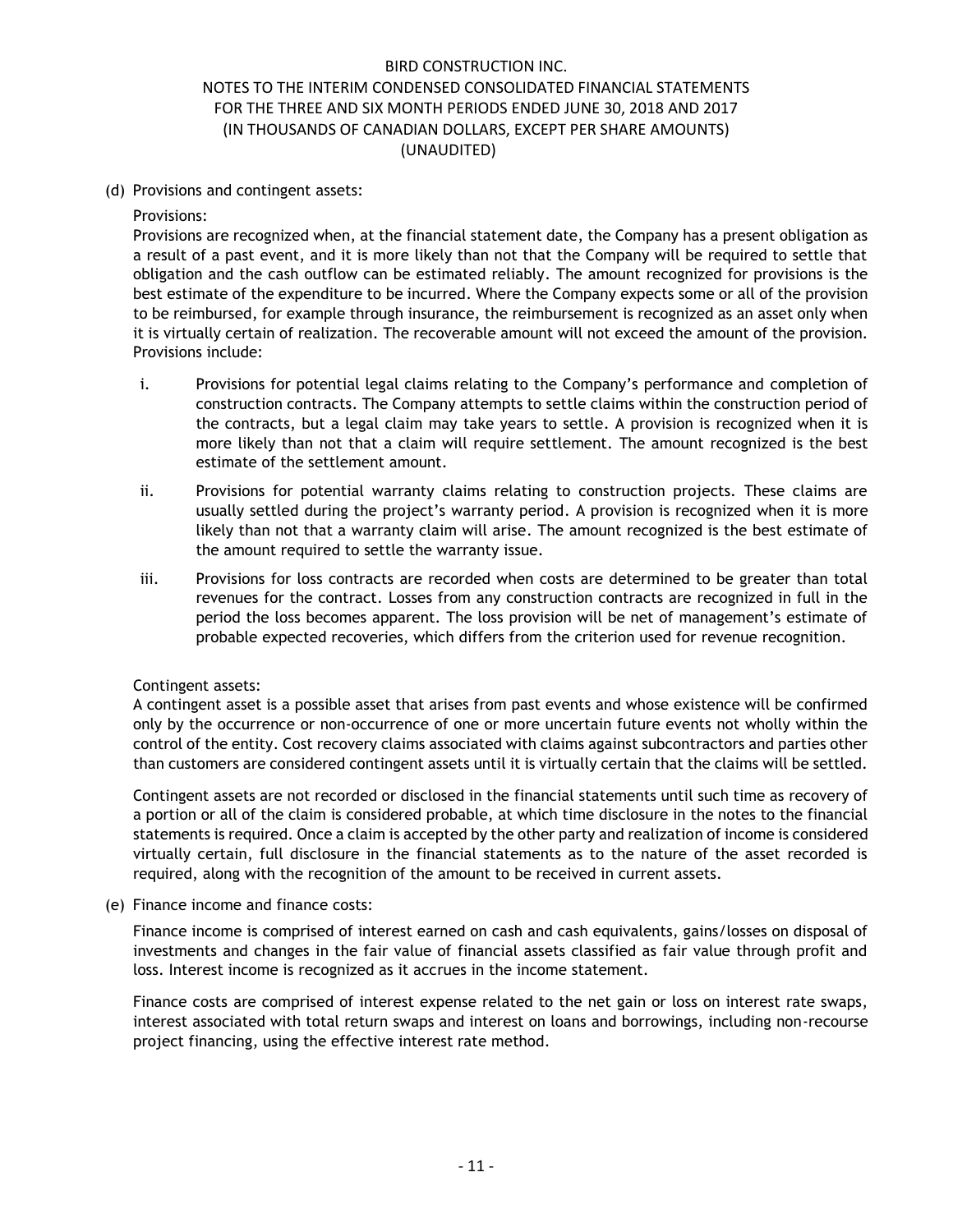(d) Provisions and contingent assets:

Provisions:
Provisions are recognized when, at the financial statement date, the Company has a present obligation as a result of a past event, and it is more likely than not that the Company will be required to settle that obligation and the cash outflow can be estimated reliably. The amount recognized for provisions is the best estimate of the expenditure to be incurred. Where the Company expects some or all of the provision to be reimbursed, for example through insurance, the reimbursement is recognized as an asset only when it is virtually certain of realization. The recoverable amount will not exceed the amount of the provision. Provisions include:

i. Provisions for potential legal claims relating to the Company's performance and completion of construction contracts. The Company attempts to settle claims within the construction period of the contracts, but a legal claim may take years to settle. A provision is recognized when it is more likely than not that a claim will require settlement. The amount recognized is the best estimate of the settlement amount.

ii. Provisions for potential warranty claims relating to construction projects. These claims are usually settled during the project's warranty period. A provision is recognized when it is more likely than not that a warranty claim will arise. The amount recognized is the best estimate of the amount required to settle the warranty issue.

iii. Provisions for loss contracts are recorded when costs are determined to be greater than total revenues for the contract. Losses from any construction contracts are recognized in full in the period the loss becomes apparent. The loss provision will be net of management's estimate of probable expected recoveries, which differs from the criterion used for revenue recognition.

Contingent assets:
A contingent asset is a possible asset that arises from past events and whose existence will be confirmed only by the occurrence or non-occurrence of one or more uncertain future events not wholly within the control of the entity. Cost recovery claims associated with claims against subcontractors and parties other than customers are considered contingent assets until it is virtually certain that the claims will be settled.

Contingent assets are not recorded or disclosed in the financial statements until such time as recovery of a portion or all of the claim is considered probable, at which time disclosure in the notes to the financial statements is required. Once a claim is accepted by the other party and realization of income is considered virtually certain, full disclosure in the financial statements as to the nature of the asset recorded is required, along with the recognition of the amount to be received in current assets.

(e) Finance income and finance costs:

Finance income is comprised of interest earned on cash and cash equivalents, gains/losses on disposal of investments and changes in the fair value of financial assets classified as fair value through profit and loss. Interest income is recognized as it accrues in the income statement.

Finance costs are comprised of interest expense related to the net gain or loss on interest rate swaps, interest associated with total return swaps and interest on loans and borrowings, including non-recourse project financing, using the effective interest rate method.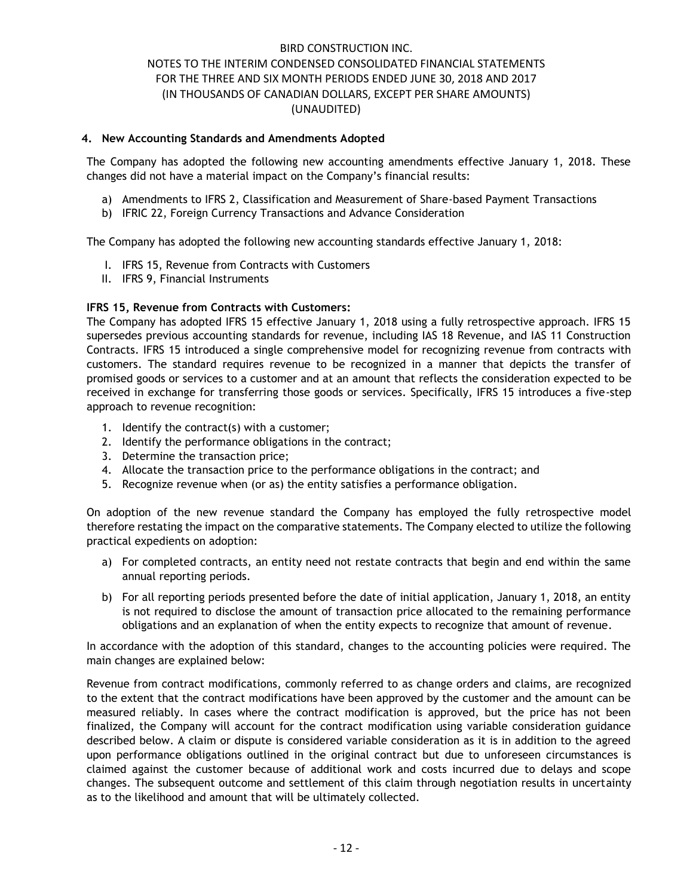## 4. New Accounting Standards and Amendments Adopted

The Company has adopted the following new accounting amendments effective January 1, 2018. These changes did not have a material impact on the Company's financial results:

a) Amendments to IFRS 2, Classification and Measurement of Share-based Payment Transactions
b) IFRIC 22, Foreign Currency Transactions and Advance Consideration

The Company has adopted the following new accounting standards effective January 1, 2018:

I. IFRS 15, Revenue from Contracts with Customers
II. IFRS 9, Financial Instruments

**IFRS 15, Revenue from Contracts with Customers:**
The Company has adopted IFRS 15 effective January 1, 2018 using a fully retrospective approach. IFRS 15 supersedes previous accounting standards for revenue, including IAS 18 Revenue, and IAS 11 Construction Contracts. IFRS 15 introduced a single comprehensive model for recognizing revenue from contracts with customers. The standard requires revenue to be recognized in a manner that depicts the transfer of promised goods or services to a customer and at an amount that reflects the consideration expected to be received in exchange for transferring those goods or services. Specifically, IFRS 15 introduces a five-step approach to revenue recognition:

1. Identify the contract(s) with a customer;
2. Identify the performance obligations in the contract;
3. Determine the transaction price;
4. Allocate the transaction price to the performance obligations in the contract; and
5. Recognize revenue when (or as) the entity satisfies a performance obligation.

On adoption of the new revenue standard the Company has employed the fully retrospective model therefore restating the impact on the comparative statements. The Company elected to utilize the following practical expedients on adoption:

a) For completed contracts, an entity need not restate contracts that begin and end within the same annual reporting periods.

b) For all reporting periods presented before the date of initial application, January 1, 2018, an entity is not required to disclose the amount of transaction price allocated to the remaining performance obligations and an explanation of when the entity expects to recognize that amount of revenue.

In accordance with the adoption of this standard, changes to the accounting policies were required. The main changes are explained below:

Revenue from contract modifications, commonly referred to as change orders and claims, are recognized to the extent that the contract modifications have been approved by the customer and the amount can be measured reliably. In cases where the contract modification is approved, but the price has not been finalized, the Company will account for the contract modification using variable consideration guidance described below. A claim or dispute is considered variable consideration as it is in addition to the agreed upon performance obligations outlined in the original contract but due to unforeseen circumstances is claimed against the customer because of additional work and costs incurred due to delays and scope changes. The subsequent outcome and settlement of this claim through negotiation results in uncertainty as to the likelihood and amount that will be ultimately collected.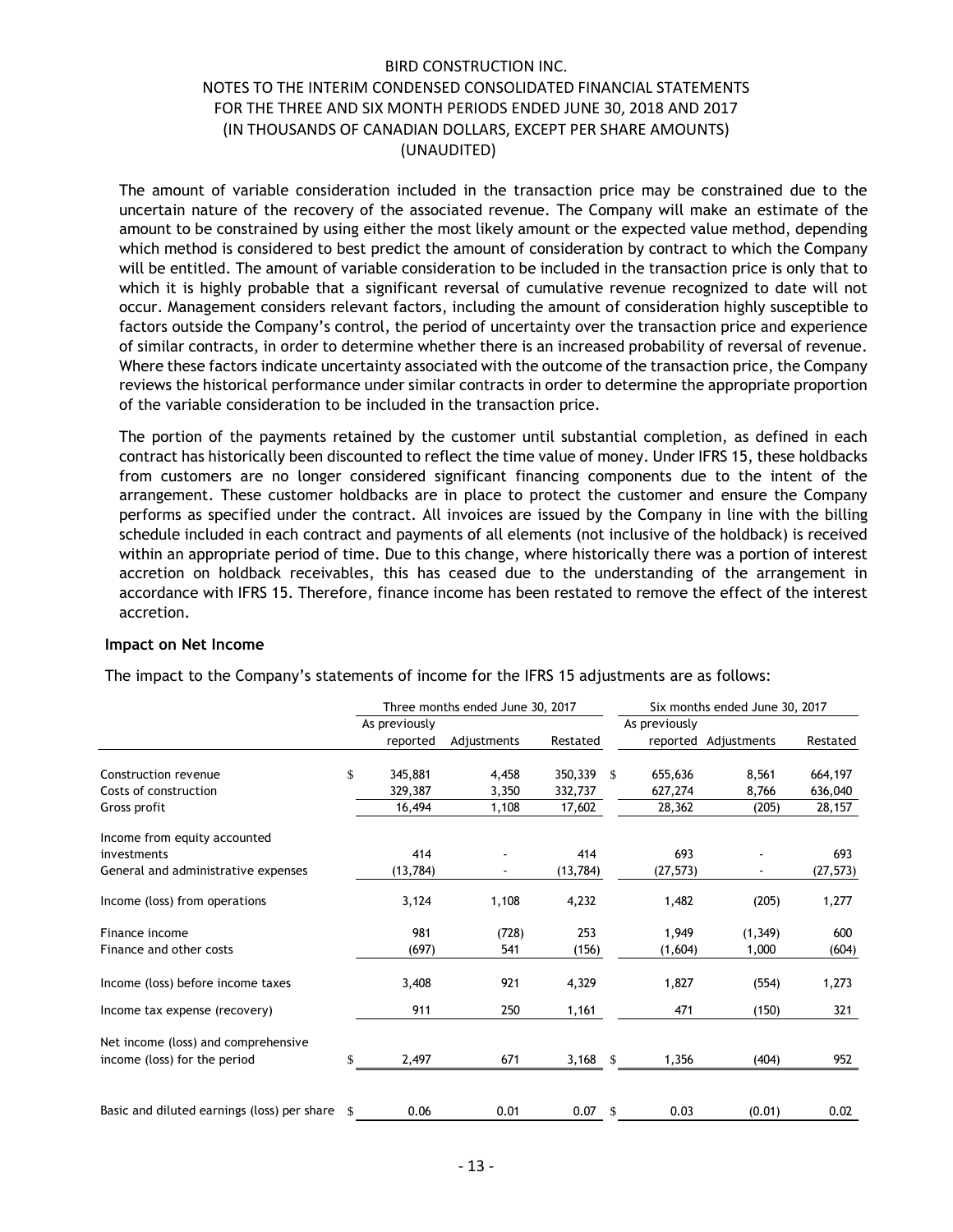The amount of variable consideration included in the transaction price may be constrained due to the uncertain nature of the recovery of the associated revenue. The Company will make an estimate of the amount to be constrained by using either the most likely amount or the expected value method, depending which method is considered to best predict the amount of consideration by contract to which the Company will be entitled. The amount of variable consideration to be included in the transaction price is only that to which it is highly probable that a significant reversal of cumulative revenue recognized to date will not occur. Management considers relevant factors, including the amount of consideration highly susceptible to factors outside the Company's control, the period of uncertainty over the transaction price and experience of similar contracts, in order to determine whether there is an increased probability of reversal of revenue. Where these factors indicate uncertainty associated with the outcome of the transaction price, the Company reviews the historical performance under similar contracts in order to determine the appropriate proportion of the variable consideration to be included in the transaction price.

The portion of the payments retained by the customer until substantial completion, as defined in each contract has historically been discounted to reflect the time value of money. Under IFRS 15, these holdbacks from customers are no longer considered significant financing components due to the intent of the arrangement. These customer holdbacks are in place to protect the customer and ensure the Company performs as specified under the contract. All invoices are issued by the Company in line with the billing schedule included in each contract and payments of all elements (not inclusive of the holdback) is received within an appropriate period of time. Due to this change, where historically there was a portion of interest accretion on holdback receivables, this has ceased due to the understanding of the arrangement in accordance with IFRS 15. Therefore, finance income has been restated to remove the effect of the interest accretion.

**Impact on Net Income**

The impact to the Company's statements of income for the IFRS 15 adjustments are as follows:

| | Three months ended June 30, 2017 | | | Six months ended June 30, 2017 | | |
|---|---|---|---|---|---|---|
| | As previously reported | Adjustments | Restated | As previously reported | Adjustments | Restated |
| Construction revenue | $ 345,881 | 4,458 | 350,339 | $ 655,636 | 8,561 | 664,197 |
| Costs of construction | 329,387 | 3,350 | 332,737 | 627,274 | 8,766 | 636,040 |
| Gross profit | 16,494 | 1,108 | 17,602 | 28,362 | (205) | 28,157 |
| Income from equity accounted investments | 414 | - | 414 | 693 | - | 693 |
| General and administrative expenses | (13,784) | - | (13,784) | (27,573) | - | (27,573) |
| Income (loss) from operations | 3,124 | 1,108 | 4,232 | 1,482 | (205) | 1,277 |
| Finance income | 981 | (728) | 253 | 1,949 | (1,349) | 600 |
| Finance and other costs | (697) | 541 | (156) | (1,604) | 1,000 | (604) |
| Income (loss) before income taxes | 3,408 | 921 | 4,329 | 1,827 | (554) | 1,273 |
| Income tax expense (recovery) | 911 | 250 | 1,161 | 471 | (150) | 321 |
| Net income (loss) and comprehensive income (loss) for the period | $ 2,497 | 671 | 3,168 | $ 1,356 | (404) | 952 |
| Basic and diluted earnings (loss) per share | $ 0.06 | 0.01 | 0.07 | $ 0.03 | (0.01) | 0.02 |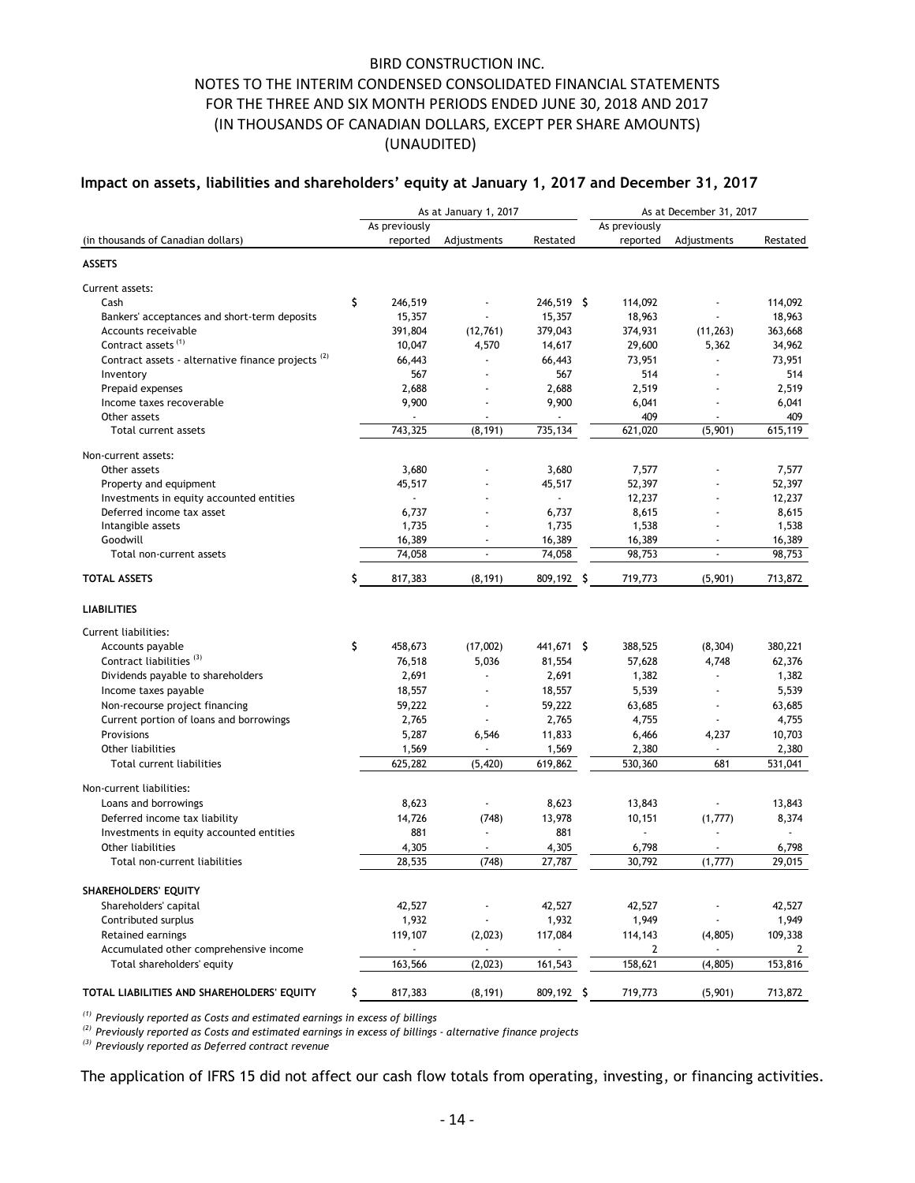## Impact on assets, liabilities and shareholders' equity at January 1, 2017 and December 31, 2017

| (in thousands of Canadian dollars) | As at January 1, 2017 | | | As at December 31, 2017 | | |
|---|---|---|---|---|---|---|
| | As previously reported | Adjustments | Restated | As previously reported | Adjustments | Restated |
| **ASSETS** | | | | | | |
| Current assets: | | | | | | |
| Cash | $ 246,519 | - | 246,519 | $ 114,092 | - | 114,092 |
| Bankers' acceptances and short-term deposits | 15,357 | - | 15,357 | 18,963 | - | 18,963 |
| Accounts receivable | 391,804 | (12,761) | 379,043 | 374,931 | (11,263) | 363,668 |
| Contract assets [(1)] | 10,047 | 4,570 | 14,617 | 29,600 | 5,362 | 34,962 |
| Contract assets - alternative finance projects [(2)] | 66,443 | - | 66,443 | 73,951 | - | 73,951 |
| Inventory | 567 | - | 567 | 514 | - | 514 |
| Prepaid expenses | 2,688 | - | 2,688 | 2,519 | - | 2,519 |
| Income taxes recoverable | 9,900 | - | 9,900 | 6,041 | - | 6,041 |
| Other assets | - | - | - | 409 | - | 409 |
| Total current assets | 743,325 | (8,191) | 735,134 | 621,020 | (5,901) | 615,119 |
| Non-current assets: | | | | | | |
| Other assets | 3,680 | - | 3,680 | 7,577 | - | 7,577 |
| Property and equipment | 45,517 | - | 45,517 | 52,397 | - | 52,397 |
| Investments in equity accounted entities | - | - | - | 12,237 | - | 12,237 |
| Deferred income tax asset | 6,737 | - | 6,737 | 8,615 | - | 8,615 |
| Intangible assets | 1,735 | - | 1,735 | 1,538 | - | 1,538 |
| Goodwill | 16,389 | - | 16,389 | 16,389 | - | 16,389 |
| Total non-current assets | 74,058 | - | 74,058 | 98,753 | - | 98,753 |
| **TOTAL ASSETS** | $ 817,383 | (8,191) | 809,192 | $ 719,773 | (5,901) | 713,872 |
| **LIABILITIES** | | | | | | |
| Current liabilities: | | | | | | |
| Accounts payable | $ 458,673 | (17,002) | 441,671 | $ 388,525 | (8,304) | 380,221 |
| Contract liabilities [(3)] | 76,518 | 5,036 | 81,554 | 57,628 | 4,748 | 62,376 |
| Dividends payable to shareholders | 2,691 | - | 2,691 | 1,382 | - | 1,382 |
| Income taxes payable | 18,557 | - | 18,557 | 5,539 | - | 5,539 |
| Non-recourse project financing | 59,222 | - | 59,222 | 63,685 | - | 63,685 |
| Current portion of loans and borrowings | 2,765 | - | 2,765 | 4,755 | - | 4,755 |
| Provisions | 5,287 | 6,546 | 11,833 | 6,466 | 4,237 | 10,703 |
| Other liabilities | 1,569 | - | 1,569 | 2,380 | - | 2,380 |
| Total current liabilities | 625,282 | (5,420) | 619,862 | 530,360 | 681 | 531,041 |
| Non-current liabilities: | | | | | | |
| Loans and borrowings | 8,623 | - | 8,623 | 13,843 | - | 13,843 |
| Deferred income tax liability | 14,726 | (748) | 13,978 | 10,151 | (1,777) | 8,374 |
| Investments in equity accounted entities | 881 | - | 881 | - | - | - |
| Other liabilities | 4,305 | - | 4,305 | 6,798 | - | 6,798 |
| Total non-current liabilities | 28,535 | (748) | 27,787 | 30,792 | (1,777) | 29,015 |
| **SHAREHOLDERS' EQUITY** | | | | | | |
| Shareholders' capital | 42,527 | - | 42,527 | 42,527 | - | 42,527 |
| Contributed surplus | 1,932 | - | 1,932 | 1,949 | - | 1,949 |
| Retained earnings | 119,107 | (2,023) | 117,084 | 114,143 | (4,805) | 109,338 |
| Accumulated other comprehensive income | - | - | - | 2 | - | 2 |
| Total shareholders' equity | 163,566 | (2,023) | 161,543 | 158,621 | (4,805) | 153,816 |
| **TOTAL LIABILITIES AND SHAREHOLDERS' EQUITY** | $ 817,383 | (8,191) | 809,192 | $ 719,773 | (5,901) | 713,872 |

[(1)] *Previously reported as Costs and estimated earnings in excess of billings*
[(2)] *Previously reported as Costs and estimated earnings in excess of billings - alternative finance projects*
[(3)] *Previously reported as Deferred contract revenue*

The application of IFRS 15 did not affect our cash flow totals from operating, investing, or financing activities.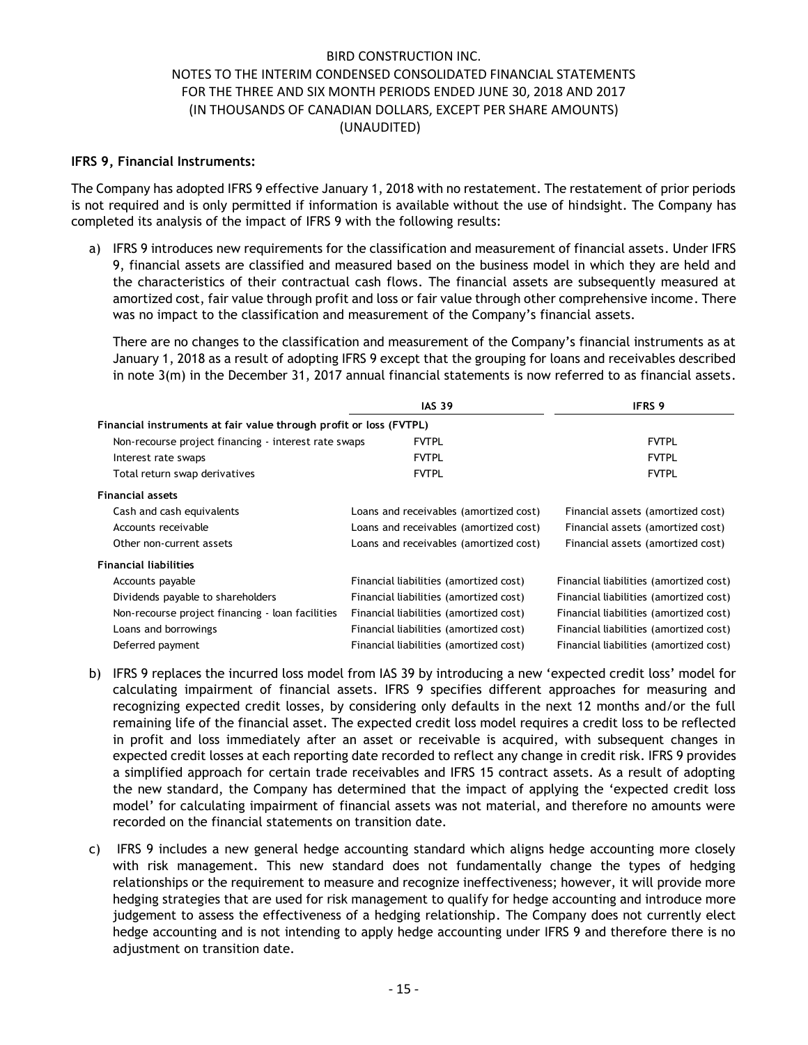**IFRS 9, Financial Instruments:**

The Company has adopted IFRS 9 effective January 1, 2018 with no restatement. The restatement of prior periods is not required and is only permitted if information is available without the use of hindsight. The Company has completed its analysis of the impact of IFRS 9 with the following results:

a) IFRS 9 introduces new requirements for the classification and measurement of financial assets. Under IFRS 9, financial assets are classified and measured based on the business model in which they are held and the characteristics of their contractual cash flows. The financial assets are subsequently measured at amortized cost, fair value through profit and loss or fair value through other comprehensive income. There was no impact to the classification and measurement of the Company's financial assets.

   There are no changes to the classification and measurement of the Company's financial instruments as at January 1, 2018 as a result of adopting IFRS 9 except that the grouping for loans and receivables described in note 3(m) in the December 31, 2017 annual financial statements is now referred to as financial assets.

| | IAS 39 | IFRS 9 |
|---|---|---|
| **Financial instruments at fair value through profit or loss (FVTPL)** | | |
| Non-recourse project financing - interest rate swaps | FVTPL | FVTPL |
| Interest rate swaps | FVTPL | FVTPL |
| Total return swap derivatives | FVTPL | FVTPL |
| **Financial assets** | | |
| Cash and cash equivalents | Loans and receivables (amortized cost) | Financial assets (amortized cost) |
| Accounts receivable | Loans and receivables (amortized cost) | Financial assets (amortized cost) |
| Other non-current assets | Loans and receivables (amortized cost) | Financial assets (amortized cost) |
| **Financial liabilities** | | |
| Accounts payable | Financial liabilities (amortized cost) | Financial liabilities (amortized cost) |
| Dividends payable to shareholders | Financial liabilities (amortized cost) | Financial liabilities (amortized cost) |
| Non-recourse project financing - loan facilities | Financial liabilities (amortized cost) | Financial liabilities (amortized cost) |
| Loans and borrowings | Financial liabilities (amortized cost) | Financial liabilities (amortized cost) |
| Deferred payment | Financial liabilities (amortized cost) | Financial liabilities (amortized cost) |

b) IFRS 9 replaces the incurred loss model from IAS 39 by introducing a new 'expected credit loss' model for calculating impairment of financial assets. IFRS 9 specifies different approaches for measuring and recognizing expected credit losses, by considering only defaults in the next 12 months and/or the full remaining life of the financial asset. The expected credit loss model requires a credit loss to be reflected in profit and loss immediately after an asset or receivable is acquired, with subsequent changes in expected credit losses at each reporting date recorded to reflect any change in credit risk. IFRS 9 provides a simplified approach for certain trade receivables and IFRS 15 contract assets. As a result of adopting the new standard, the Company has determined that the impact of applying the 'expected credit loss model' for calculating impairment of financial assets was not material, and therefore no amounts were recorded on the financial statements on transition date.

c) IFRS 9 includes a new general hedge accounting standard which aligns hedge accounting more closely with risk management. This new standard does not fundamentally change the types of hedging relationships or the requirement to measure and recognize ineffectiveness; however, it will provide more hedging strategies that are used for risk management to qualify for hedge accounting and introduce more judgement to assess the effectiveness of a hedging relationship. The Company does not currently elect hedge accounting and is not intending to apply hedge accounting under IFRS 9 and therefore there is no adjustment on transition date.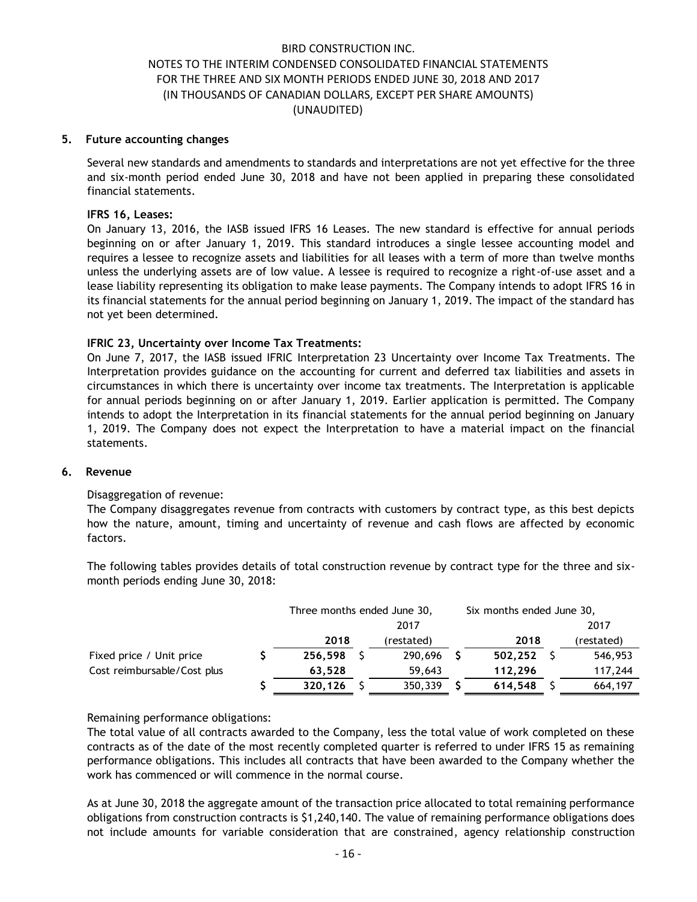## 5. Future accounting changes

Several new standards and amendments to standards and interpretations are not yet effective for the three and six-month period ended June 30, 2018 and have not been applied in preparing these consolidated financial statements.

**IFRS 16, Leases:**

On January 13, 2016, the IASB issued IFRS 16 Leases. The new standard is effective for annual periods beginning on or after January 1, 2019. This standard introduces a single lessee accounting model and requires a lessee to recognize assets and liabilities for all leases with a term of more than twelve months unless the underlying assets are of low value. A lessee is required to recognize a right-of-use asset and a lease liability representing its obligation to make lease payments. The Company intends to adopt IFRS 16 in its financial statements for the annual period beginning on January 1, 2019. The impact of the standard has not yet been determined.

**IFRIC 23, Uncertainty over Income Tax Treatments:**

On June 7, 2017, the IASB issued IFRIC Interpretation 23 Uncertainty over Income Tax Treatments. The Interpretation provides guidance on the accounting for current and deferred tax liabilities and assets in circumstances in which there is uncertainty over income tax treatments. The Interpretation is applicable for annual periods beginning on or after January 1, 2019. Earlier application is permitted. The Company intends to adopt the Interpretation in its financial statements for the annual period beginning on January 1, 2019. The Company does not expect the Interpretation to have a material impact on the financial statements.

## 6. Revenue

Disaggregation of revenue:

The Company disaggregates revenue from contracts with customers by contract type, as this best depicts how the nature, amount, timing and uncertainty of revenue and cash flows are affected by economic factors.

The following tables provides details of total construction revenue by contract type for the three and six-month periods ending June 30, 2018:

| | Three months ended June 30, | | Six months ended June 30, | |
|---|---|---|---|---|
| | **2018** | 2017 (restated) | **2018** | 2017 (restated) |
| Fixed price / Unit price | **$ 256,598** | $ 290,696 | **$ 502,252** | $ 546,953 |
| Cost reimbursable/Cost plus | **63,528** | 59,643 | **112,296** | 117,244 |
| | **$ 320,126** | $ 350,339 | **$ 614,548** | $ 664,197 |

Remaining performance obligations:

The total value of all contracts awarded to the Company, less the total value of work completed on these contracts as of the date of the most recently completed quarter is referred to under IFRS 15 as remaining performance obligations. This includes all contracts that have been awarded to the Company whether the work has commenced or will commence in the normal course.

As at June 30, 2018 the aggregate amount of the transaction price allocated to total remaining performance obligations from construction contracts is $1,240,140. The value of remaining performance obligations does not include amounts for variable consideration that are constrained, agency relationship construction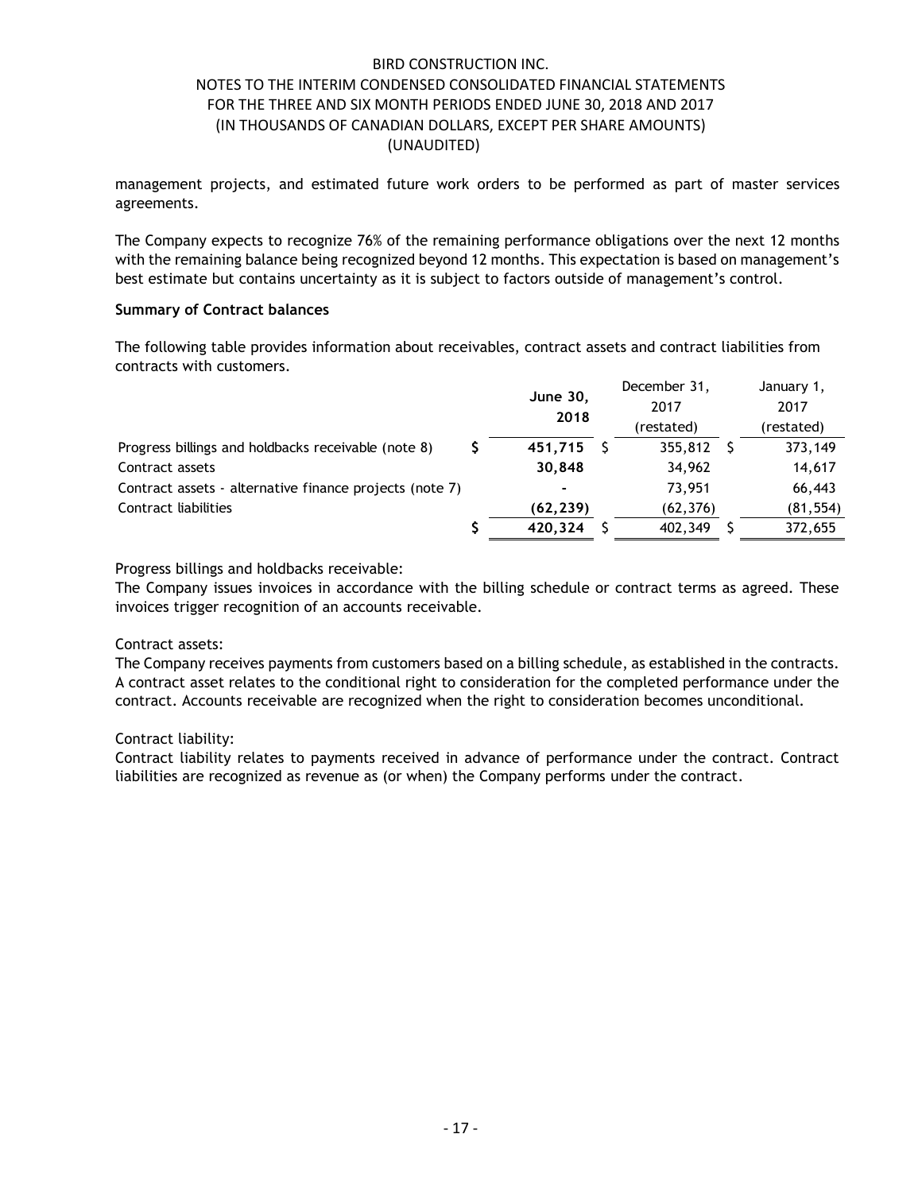management projects, and estimated future work orders to be performed as part of master services agreements.

The Company expects to recognize 76% of the remaining performance obligations over the next 12 months with the remaining balance being recognized beyond 12 months. This expectation is based on management's best estimate but contains uncertainty as it is subject to factors outside of management's control.

**Summary of Contract balances**

The following table provides information about receivables, contract assets and contract liabilities from contracts with customers.

| | **June 30, 2018** | December 31, 2017 (restated) | January 1, 2017 (restated) |
|---|---|---|---|
| Progress billings and holdbacks receivable (note 8) | $ **451,715** | $ 355,812 | $ 373,149 |
| Contract assets | **30,848** | 34,962 | 14,617 |
| Contract assets - alternative finance projects (note 7) | **-** | 73,951 | 66,443 |
| Contract liabilities | **(62,239)** | (62,376) | (81,554) |
| | $ **420,324** | $ 402,349 | $ 372,655 |

Progress billings and holdbacks receivable:
The Company issues invoices in accordance with the billing schedule or contract terms as agreed. These invoices trigger recognition of an accounts receivable.

Contract assets:
The Company receives payments from customers based on a billing schedule, as established in the contracts. A contract asset relates to the conditional right to consideration for the completed performance under the contract. Accounts receivable are recognized when the right to consideration becomes unconditional.

Contract liability:
Contract liability relates to payments received in advance of performance under the contract. Contract liabilities are recognized as revenue as (or when) the Company performs under the contract.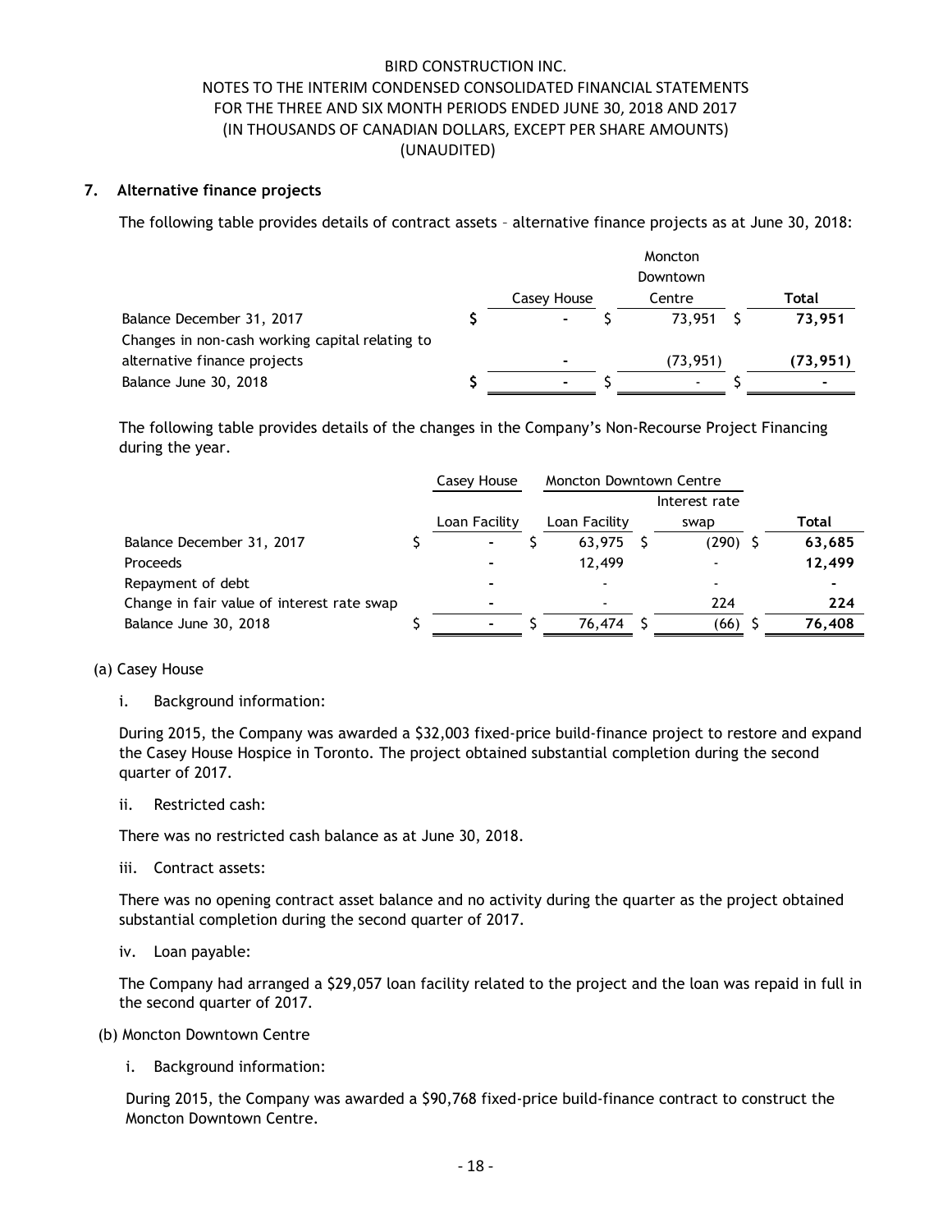BIRD CONSTRUCTION INC.
NOTES TO THE INTERIM CONDENSED CONSOLIDATED FINANCIAL STATEMENTS
FOR THE THREE AND SIX MONTH PERIODS ENDED JUNE 30, 2018 AND 2017
(IN THOUSANDS OF CANADIAN DOLLARS, EXCEPT PER SHARE AMOUNTS)
(UNAUDITED)

## 7. Alternative finance projects

The following table provides details of contract assets – alternative finance projects as at June 30, 2018:

| | Casey House | Moncton Downtown Centre | Total |
|---|---|---|---|
| Balance December 31, 2017 | $ - | $ 73,951 | $ **73,951** |
| Changes in non-cash working capital relating to alternative finance projects | - | (73,951) | **(73,951)** |
| Balance June 30, 2018 | $ - | $ - | $ **-** |

The following table provides details of the changes in the Company's Non-Recourse Project Financing during the year.

| | Casey House | Moncton Downtown Centre | | |
|---|---|---|---|---|
| | Loan Facility | Loan Facility | Interest rate swap | Total |
| Balance December 31, 2017 | $ - | $ 63,975 | $ (290) | $ **63,685** |
| Proceeds | - | 12,499 | - | **12,499** |
| Repayment of debt | - | - | - | **-** |
| Change in fair value of interest rate swap | - | - | 224 | **224** |
| Balance June 30, 2018 | $ - | $ 76,474 | $ (66) | $ **76,408** |

(a) Casey House

i. Background information:

During 2015, the Company was awarded a $32,003 fixed-price build-finance project to restore and expand the Casey House Hospice in Toronto. The project obtained substantial completion during the second quarter of 2017.

ii. Restricted cash:

There was no restricted cash balance as at June 30, 2018.

iii. Contract assets:

There was no opening contract asset balance and no activity during the quarter as the project obtained substantial completion during the second quarter of 2017.

iv. Loan payable:

The Company had arranged a $29,057 loan facility related to the project and the loan was repaid in full in the second quarter of 2017.

(b) Moncton Downtown Centre

i. Background information:

During 2015, the Company was awarded a $90,768 fixed-price build-finance contract to construct the Moncton Downtown Centre.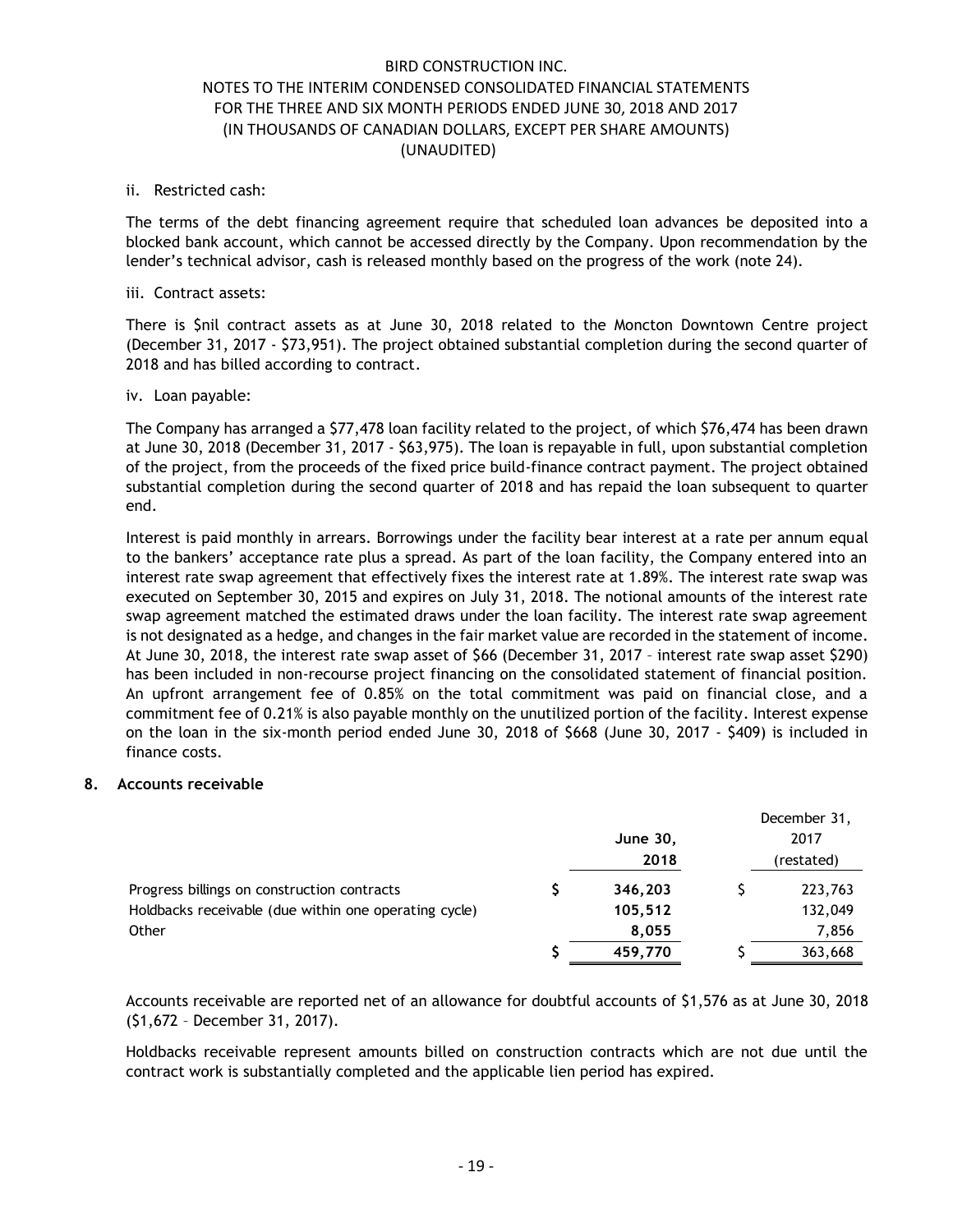ii. Restricted cash:

The terms of the debt financing agreement require that scheduled loan advances be deposited into a blocked bank account, which cannot be accessed directly by the Company. Upon recommendation by the lender's technical advisor, cash is released monthly based on the progress of the work (note 24).

iii. Contract assets:

There is $nil contract assets as at June 30, 2018 related to the Moncton Downtown Centre project (December 31, 2017 - $73,951). The project obtained substantial completion during the second quarter of 2018 and has billed according to contract.

iv. Loan payable:

The Company has arranged a $77,478 loan facility related to the project, of which $76,474 has been drawn at June 30, 2018 (December 31, 2017 - $63,975). The loan is repayable in full, upon substantial completion of the project, from the proceeds of the fixed price build-finance contract payment. The project obtained substantial completion during the second quarter of 2018 and has repaid the loan subsequent to quarter end.

Interest is paid monthly in arrears. Borrowings under the facility bear interest at a rate per annum equal to the bankers' acceptance rate plus a spread. As part of the loan facility, the Company entered into an interest rate swap agreement that effectively fixes the interest rate at 1.89%. The interest rate swap was executed on September 30, 2015 and expires on July 31, 2018. The notional amounts of the interest rate swap agreement matched the estimated draws under the loan facility. The interest rate swap agreement is not designated as a hedge, and changes in the fair market value are recorded in the statement of income. At June 30, 2018, the interest rate swap asset of $66 (December 31, 2017 – interest rate swap asset $290) has been included in non-recourse project financing on the consolidated statement of financial position. An upfront arrangement fee of 0.85% on the total commitment was paid on financial close, and a commitment fee of 0.21% is also payable monthly on the unutilized portion of the facility. Interest expense on the loan in the six-month period ended June 30, 2018 of $668 (June 30, 2017 - $409) is included in finance costs.

## 8. Accounts receivable

| | June 30, 2018 | December 31, 2017 (restated) |
|---|---|---|
| Progress billings on construction contracts | $ **346,203** | $ 223,763 |
| Holdbacks receivable (due within one operating cycle) | **105,512** | 132,049 |
| Other | **8,055** | 7,856 |
| | $ **459,770** | $ 363,668 |

Accounts receivable are reported net of an allowance for doubtful accounts of $1,576 as at June 30, 2018 ($1,672 – December 31, 2017).

Holdbacks receivable represent amounts billed on construction contracts which are not due until the contract work is substantially completed and the applicable lien period has expired.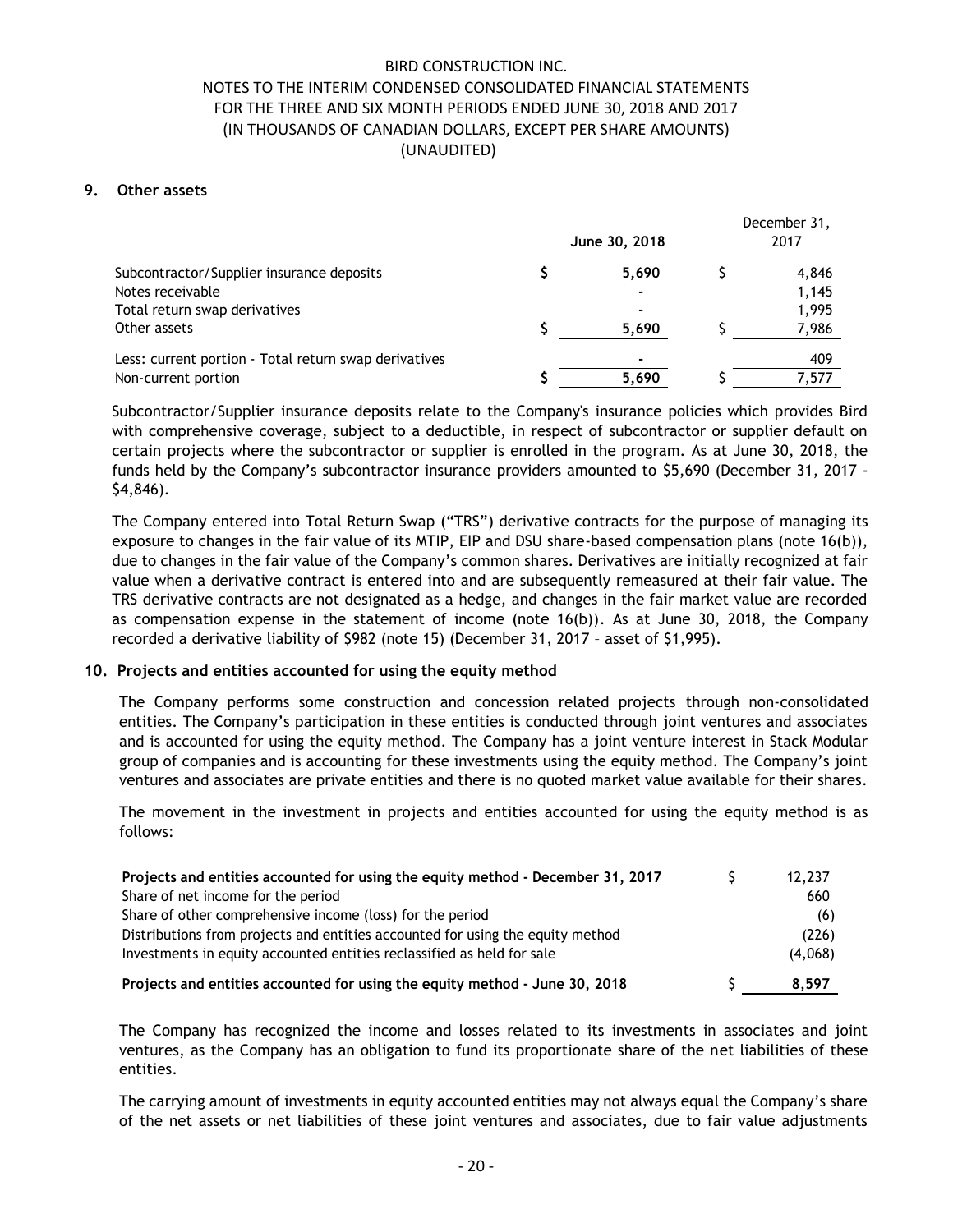## 9. Other assets

| | June 30, 2018 | December 31, 2017 |
|---|---|---|
| Subcontractor/Supplier insurance deposits | $ 5,690 | $ 4,846 |
| Notes receivable | - | 1,145 |
| Total return swap derivatives | - | 1,995 |
| Other assets | $ 5,690 | $ 7,986 |
| Less: current portion - Total return swap derivatives | - | 409 |
| Non-current portion | $ 5,690 | $ 7,577 |

Subcontractor/Supplier insurance deposits relate to the Company's insurance policies which provides Bird with comprehensive coverage, subject to a deductible, in respect of subcontractor or supplier default on certain projects where the subcontractor or supplier is enrolled in the program. As at June 30, 2018, the funds held by the Company's subcontractor insurance providers amounted to $5,690 (December 31, 2017 - $4,846).

The Company entered into Total Return Swap ("TRS") derivative contracts for the purpose of managing its exposure to changes in the fair value of its MTIP, EIP and DSU share-based compensation plans (note 16(b)), due to changes in the fair value of the Company's common shares. Derivatives are initially recognized at fair value when a derivative contract is entered into and are subsequently remeasured at their fair value. The TRS derivative contracts are not designated as a hedge, and changes in the fair market value are recorded as compensation expense in the statement of income (note 16(b)). As at June 30, 2018, the Company recorded a derivative liability of $982 (note 15) (December 31, 2017 – asset of $1,995).

## 10. Projects and entities accounted for using the equity method

The Company performs some construction and concession related projects through non-consolidated entities. The Company's participation in these entities is conducted through joint ventures and associates and is accounted for using the equity method. The Company has a joint venture interest in Stack Modular group of companies and is accounting for these investments using the equity method. The Company's joint ventures and associates are private entities and there is no quoted market value available for their shares.

The movement in the investment in projects and entities accounted for using the equity method is as follows:

| | |
|---|---|
| **Projects and entities accounted for using the equity method - December 31, 2017** | $ 12,237 |
| Share of net income for the period | 660 |
| Share of other comprehensive income (loss) for the period | (6) |
| Distributions from projects and entities accounted for using the equity method | (226) |
| Investments in equity accounted entities reclassified as held for sale | (4,068) |
| **Projects and entities accounted for using the equity method - June 30, 2018** | $ 8,597 |

The Company has recognized the income and losses related to its investments in associates and joint ventures, as the Company has an obligation to fund its proportionate share of the net liabilities of these entities.

The carrying amount of investments in equity accounted entities may not always equal the Company's share of the net assets or net liabilities of these joint ventures and associates, due to fair value adjustments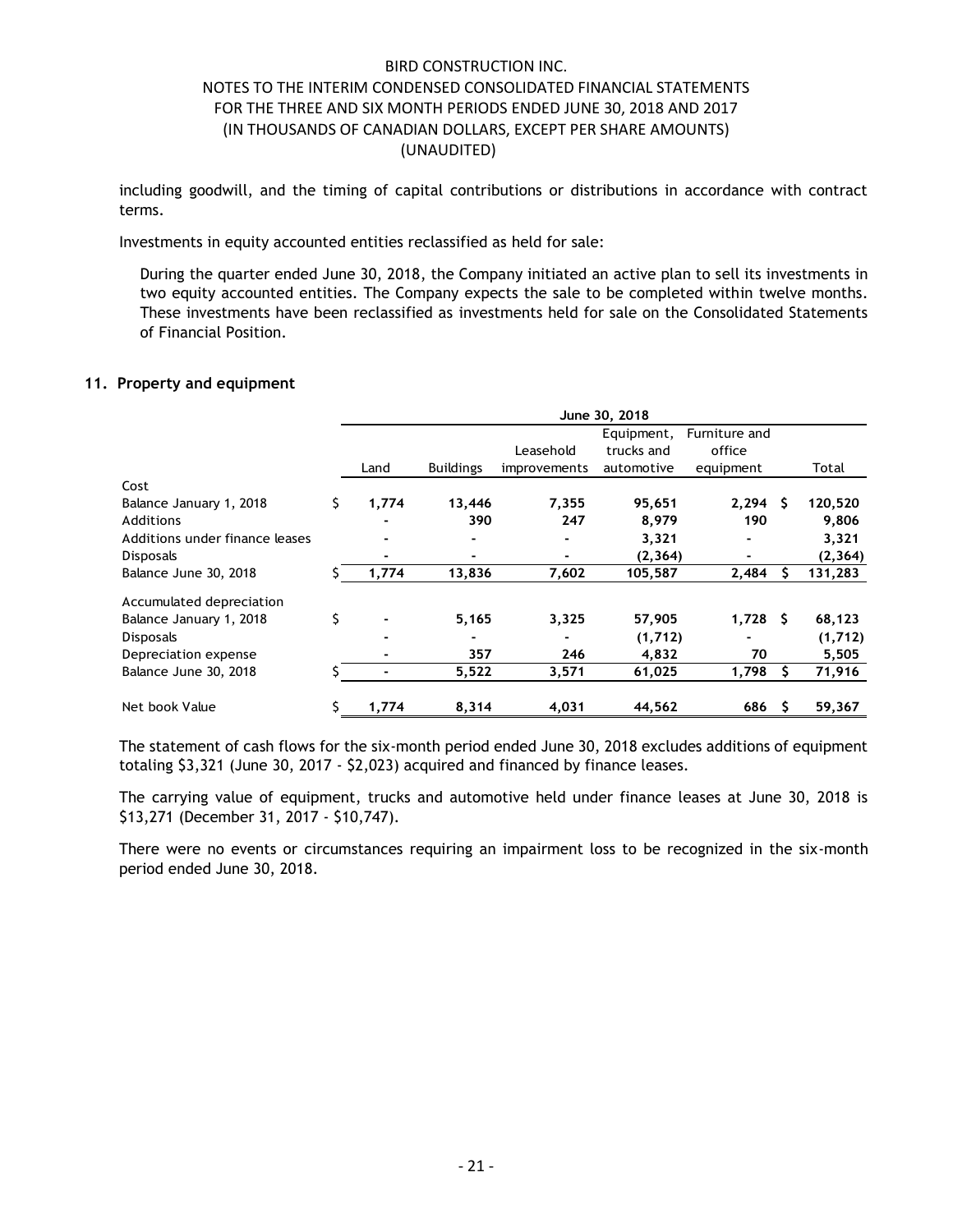including goodwill, and the timing of capital contributions or distributions in accordance with contract terms.

Investments in equity accounted entities reclassified as held for sale:

During the quarter ended June 30, 2018, the Company initiated an active plan to sell its investments in two equity accounted entities. The Company expects the sale to be completed within twelve months. These investments have been reclassified as investments held for sale on the Consolidated Statements of Financial Position.

## 11. Property and equipment

| | June 30, 2018 | | | | | |
|---|---|---|---|---|---|---|
| | Land | Buildings | Leasehold improvements | Equipment, trucks and automotive | Furniture and office equipment | Total |
| Cost | | | | | | |
| Balance January 1, 2018 | $ 1,774 | 13,446 | 7,355 | 95,651 | 2,294 | $ 120,520 |
| Additions | - | 390 | 247 | 8,979 | 190 | 9,806 |
| Additions under finance leases | - | - | - | 3,321 | - | 3,321 |
| Disposals | - | - | - | (2,364) | - | (2,364) |
| Balance June 30, 2018 | $ 1,774 | 13,836 | 7,602 | 105,587 | 2,484 | $ 131,283 |
| Accumulated depreciation | | | | | | |
| Balance January 1, 2018 | $ - | 5,165 | 3,325 | 57,905 | 1,728 | $ 68,123 |
| Disposals | - | - | - | (1,712) | - | (1,712) |
| Depreciation expense | - | 357 | 246 | 4,832 | 70 | 5,505 |
| Balance June 30, 2018 | $ - | 5,522 | 3,571 | 61,025 | 1,798 | $ 71,916 |
| Net book Value | $ 1,774 | 8,314 | 4,031 | 44,562 | 686 | $ 59,367 |

The statement of cash flows for the six-month period ended June 30, 2018 excludes additions of equipment totaling $3,321 (June 30, 2017 - $2,023) acquired and financed by finance leases.

The carrying value of equipment, trucks and automotive held under finance leases at June 30, 2018 is $13,271 (December 31, 2017 - $10,747).

There were no events or circumstances requiring an impairment loss to be recognized in the six-month period ended June 30, 2018.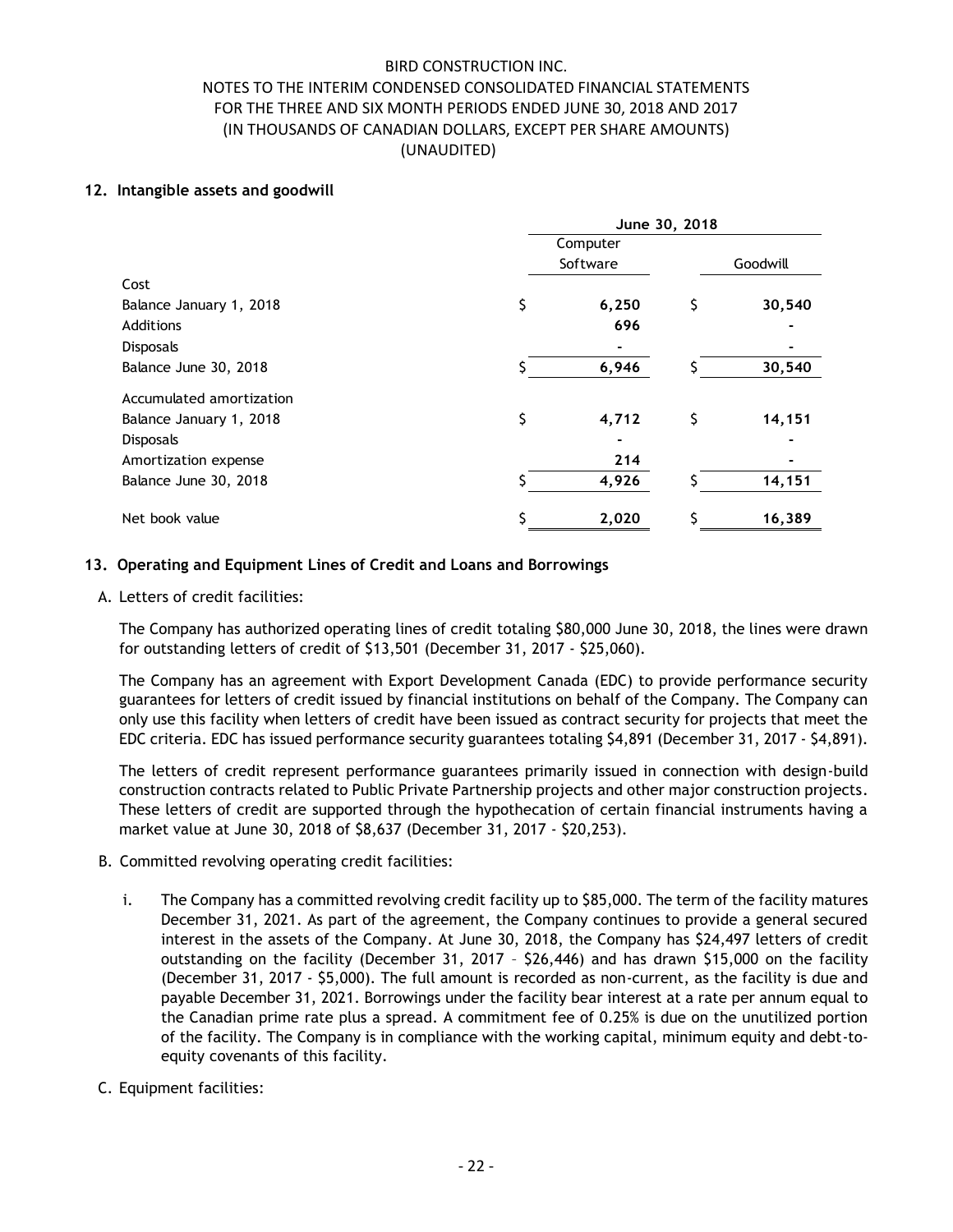## 12. Intangible assets and goodwill

| | June 30, 2018 | |
|---|---|---|
| | Computer Software | Goodwill |
| **Cost** | | |
| Balance January 1, 2018 | $ 6,250 | $ 30,540 |
| Additions | 696 | - |
| Disposals | - | - |
| Balance June 30, 2018 | $ 6,946 | $ 30,540 |
| **Accumulated amortization** | | |
| Balance January 1, 2018 | $ 4,712 | $ 14,151 |
| Disposals | - | - |
| Amortization expense | 214 | - |
| Balance June 30, 2018 | $ 4,926 | $ 14,151 |
| Net book value | $ 2,020 | $ 16,389 |

## 13. Operating and Equipment Lines of Credit and Loans and Borrowings

A. Letters of credit facilities:

The Company has authorized operating lines of credit totaling $80,000 June 30, 2018, the lines were drawn for outstanding letters of credit of $13,501 (December 31, 2017 - $25,060).

The Company has an agreement with Export Development Canada (EDC) to provide performance security guarantees for letters of credit issued by financial institutions on behalf of the Company. The Company can only use this facility when letters of credit have been issued as contract security for projects that meet the EDC criteria. EDC has issued performance security guarantees totaling $4,891 (December 31, 2017 - $4,891).

The letters of credit represent performance guarantees primarily issued in connection with design-build construction contracts related to Public Private Partnership projects and other major construction projects. These letters of credit are supported through the hypothecation of certain financial instruments having a market value at June 30, 2018 of $8,637 (December 31, 2017 - $20,253).

B. Committed revolving operating credit facilities:

i. The Company has a committed revolving credit facility up to $85,000. The term of the facility matures December 31, 2021. As part of the agreement, the Company continues to provide a general secured interest in the assets of the Company. At June 30, 2018, the Company has $24,497 letters of credit outstanding on the facility (December 31, 2017 – $26,446) and has drawn $15,000 on the facility (December 31, 2017 - $5,000). The full amount is recorded as non-current, as the facility is due and payable December 31, 2021. Borrowings under the facility bear interest at a rate per annum equal to the Canadian prime rate plus a spread. A commitment fee of 0.25% is due on the unutilized portion of the facility. The Company is in compliance with the working capital, minimum equity and debt-to-equity covenants of this facility.

C. Equipment facilities: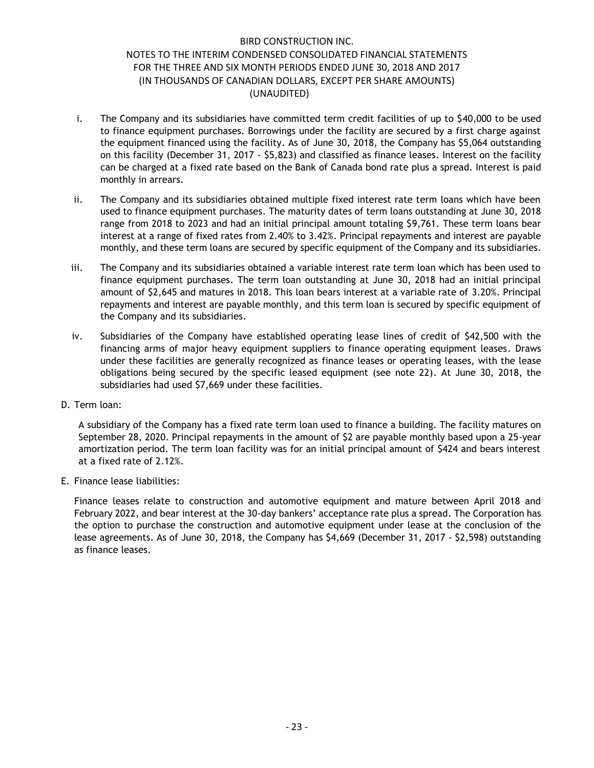i. The Company and its subsidiaries have committed term credit facilities of up to $40,000 to be used to finance equipment purchases. Borrowings under the facility are secured by a first charge against the equipment financed using the facility. As of June 30, 2018, the Company has $5,064 outstanding on this facility (December 31, 2017 - $5,823) and classified as finance leases. Interest on the facility can be charged at a fixed rate based on the Bank of Canada bond rate plus a spread. Interest is paid monthly in arrears.

ii. The Company and its subsidiaries obtained multiple fixed interest rate term loans which have been used to finance equipment purchases. The maturity dates of term loans outstanding at June 30, 2018 range from 2018 to 2023 and had an initial principal amount totaling $9,761. These term loans bear interest at a range of fixed rates from 2.40% to 3.42%. Principal repayments and interest are payable monthly, and these term loans are secured by specific equipment of the Company and its subsidiaries.

iii. The Company and its subsidiaries obtained a variable interest rate term loan which has been used to finance equipment purchases. The term loan outstanding at June 30, 2018 had an initial principal amount of $2,645 and matures in 2018. This loan bears interest at a variable rate of 3.20%. Principal repayments and interest are payable monthly, and this term loan is secured by specific equipment of the Company and its subsidiaries.

iv. Subsidiaries of the Company have established operating lease lines of credit of $42,500 with the financing arms of major heavy equipment suppliers to finance operating equipment leases. Draws under these facilities are generally recognized as finance leases or operating leases, with the lease obligations being secured by the specific leased equipment (see note 22). At June 30, 2018, the subsidiaries had used $7,669 under these facilities.

D. Term loan:

A subsidiary of the Company has a fixed rate term loan used to finance a building. The facility matures on September 28, 2020. Principal repayments in the amount of $2 are payable monthly based upon a 25-year amortization period. The term loan facility was for an initial principal amount of $424 and bears interest at a fixed rate of 2.12%.

E. Finance lease liabilities:

Finance leases relate to construction and automotive equipment and mature between April 2018 and February 2022, and bear interest at the 30-day bankers' acceptance rate plus a spread. The Corporation has the option to purchase the construction and automotive equipment under lease at the conclusion of the lease agreements. As of June 30, 2018, the Company has $4,669 (December 31, 2017 - $2,598) outstanding as finance leases.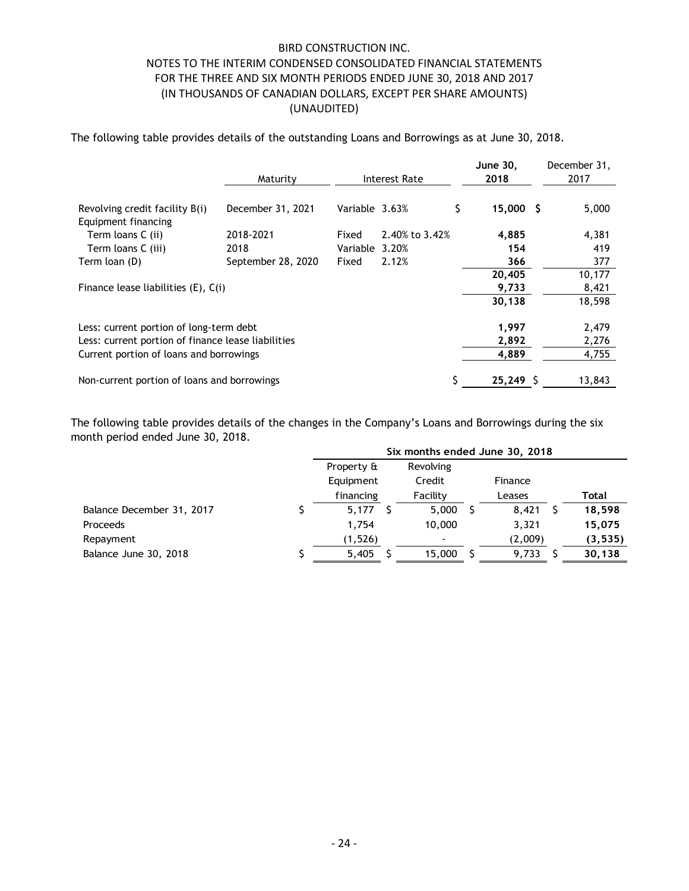BIRD CONSTRUCTION INC.
NOTES TO THE INTERIM CONDENSED CONSOLIDATED FINANCIAL STATEMENTS
FOR THE THREE AND SIX MONTH PERIODS ENDED JUNE 30, 2018 AND 2017
(IN THOUSANDS OF CANADIAN DOLLARS, EXCEPT PER SHARE AMOUNTS)
(UNAUDITED)

The following table provides details of the outstanding Loans and Borrowings as at June 30, 2018.

| | Maturity | Interest Rate | | June 30, 2018 | December 31, 2017 |
|---|---|---|---|---|---|
| Revolving credit facility B(i) | December 31, 2021 | Variable | 3.63% | $ 15,000 | $ 5,000 |
| Equipment financing | | | | | |
| Term loans C (ii) | 2018-2021 | Fixed | 2.40% to 3.42% | 4,885 | 4,381 |
| Term loans C (iii) | 2018 | Variable | 3.20% | 154 | 419 |
| Term loan (D) | September 28, 2020 | Fixed | 2.12% | 366 | 377 |
| | | | | 20,405 | 10,177 |
| Finance lease liabilities (E), C(i) | | | | 9,733 | 8,421 |
| | | | | 30,138 | 18,598 |
| Less: current portion of long-term debt | | | | 1,997 | 2,479 |
| Less: current portion of finance lease liabilities | | | | 2,892 | 2,276 |
| Current portion of loans and borrowings | | | | 4,889 | 4,755 |
| Non-current portion of loans and borrowings | | | | $ 25,249 | $ 13,843 |

The following table provides details of the changes in the Company's Loans and Borrowings during the six month period ended June 30, 2018.

| | Six months ended June 30, 2018 | | | |
|---|---|---|---|---|
| | Property & Equipment financing | Revolving Credit Facility | Finance Leases | Total |
| Balance December 31, 2017 | $ 5,177 | $ 5,000 | $ 8,421 | $ 18,598 |
| Proceeds | 1,754 | 10,000 | 3,321 | 15,075 |
| Repayment | (1,526) | - | (2,009) | (3,535) |
| Balance June 30, 2018 | $ 5,405 | $ 15,000 | $ 9,733 | $ 30,138 |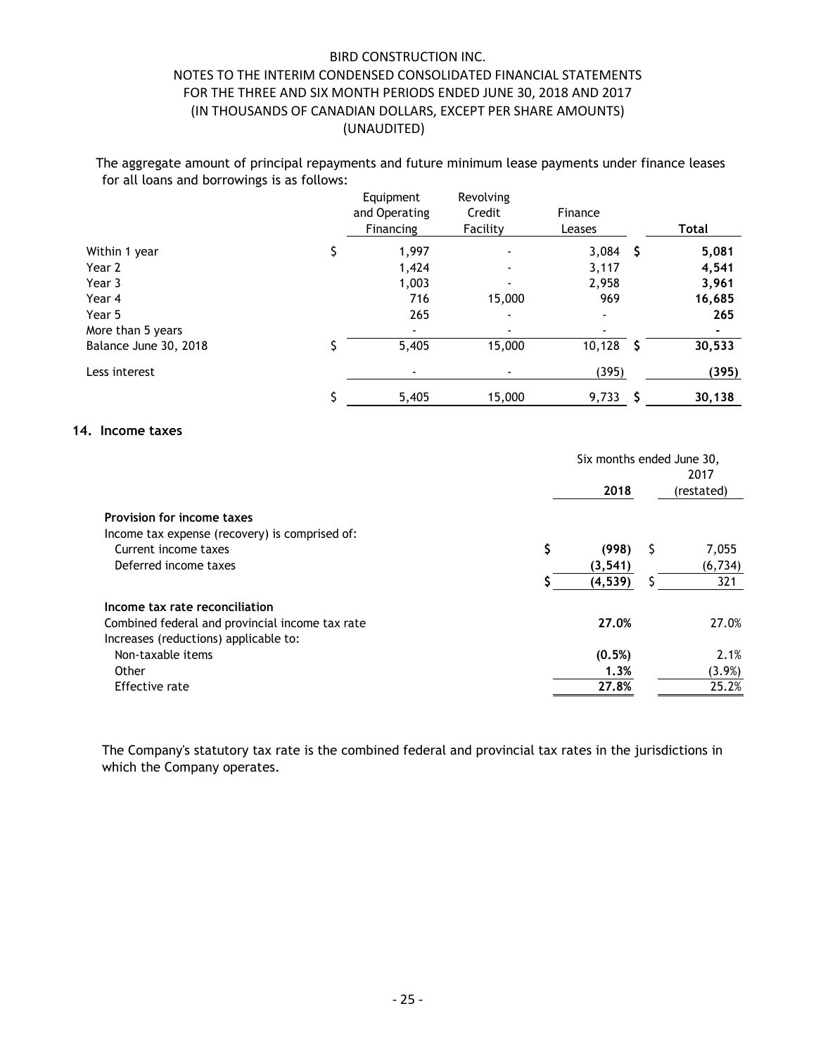The aggregate amount of principal repayments and future minimum lease payments under finance leases for all loans and borrowings is as follows:

| | Equipment and Operating Financing | Revolving Credit Facility | Finance Leases | Total |
|---|---|---|---|---|
| Within 1 year | $ 1,997 | - | 3,084 | $ **5,081** |
| Year 2 | 1,424 | - | 3,117 | **4,541** |
| Year 3 | 1,003 | - | 2,958 | **3,961** |
| Year 4 | 716 | 15,000 | 969 | **16,685** |
| Year 5 | 265 | - | - | **265** |
| More than 5 years | - | - | - | **-** |
| Balance June 30, 2018 | $ 5,405 | 15,000 | 10,128 | $ **30,533** |
| Less interest | - | - | (395) | **(395)** |
| | $ 5,405 | 15,000 | 9,733 | $ **30,138** |

## 14. Income taxes

| | Six months ended June 30, 2018 | 2017 (restated) |
|---|---|---|
| **Provision for income taxes** | | |
| Income tax expense (recovery) is comprised of: | | |
| Current income taxes | $ **(998)** | $ 7,055 |
| Deferred income taxes | **(3,541)** | (6,734) |
| | $ **(4,539)** | $ 321 |
| **Income tax rate reconciliation** | | |
| Combined federal and provincial income tax rate | **27.0%** | 27.0% |
| Increases (reductions) applicable to: | | |
| Non-taxable items | **(0.5%)** | 2.1% |
| Other | **1.3%** | (3.9%) |
| Effective rate | **27.8%** | 25.2% |

The Company's statutory tax rate is the combined federal and provincial tax rates in the jurisdictions in which the Company operates.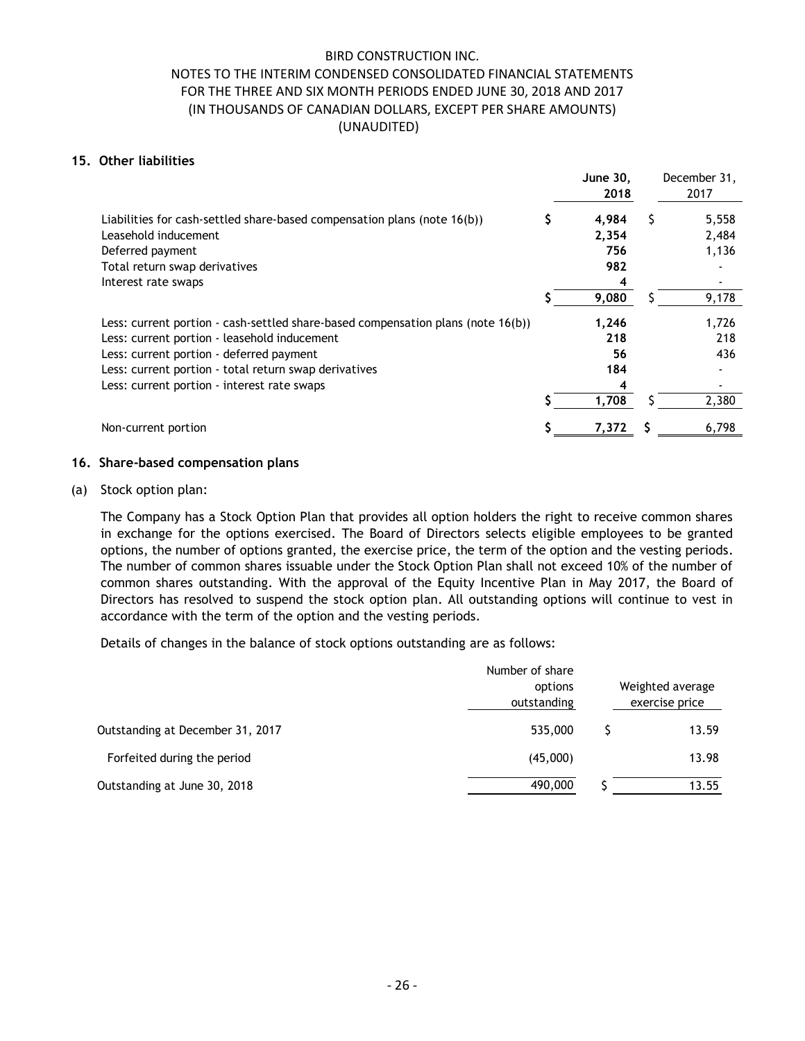BIRD CONSTRUCTION INC.
NOTES TO THE INTERIM CONDENSED CONSOLIDATED FINANCIAL STATEMENTS
FOR THE THREE AND SIX MONTH PERIODS ENDED JUNE 30, 2018 AND 2017
(IN THOUSANDS OF CANADIAN DOLLARS, EXCEPT PER SHARE AMOUNTS)
(UNAUDITED)

## 15. Other liabilities

| | June 30, 2018 | December 31, 2017 |
|---|---|---|
| Liabilities for cash-settled share-based compensation plans (note 16(b)) | $ 4,984 | $ 5,558 |
| Leasehold inducement | 2,354 | 2,484 |
| Deferred payment | 756 | 1,136 |
| Total return swap derivatives | 982 | - |
| Interest rate swaps | 4 | - |
| | $ 9,080 | $ 9,178 |
| Less: current portion - cash-settled share-based compensation plans (note 16(b)) | 1,246 | 1,726 |
| Less: current portion - leasehold inducement | 218 | 218 |
| Less: current portion - deferred payment | 56 | 436 |
| Less: current portion - total return swap derivatives | 184 | - |
| Less: current portion - interest rate swaps | 4 | - |
| | $ 1,708 | $ 2,380 |
| Non-current portion | $ 7,372 | $ 6,798 |

## 16. Share-based compensation plans

(a) Stock option plan:

The Company has a Stock Option Plan that provides all option holders the right to receive common shares in exchange for the options exercised. The Board of Directors selects eligible employees to be granted options, the number of options granted, the exercise price, the term of the option and the vesting periods. The number of common shares issuable under the Stock Option Plan shall not exceed 10% of the number of common shares outstanding. With the approval of the Equity Incentive Plan in May 2017, the Board of Directors has resolved to suspend the stock option plan. All outstanding options will continue to vest in accordance with the term of the option and the vesting periods.

Details of changes in the balance of stock options outstanding are as follows:

| | Number of share options outstanding | Weighted average exercise price |
|---|---|---|
| Outstanding at December 31, 2017 | 535,000 | $ 13.59 |
| Forfeited during the period | (45,000) | 13.98 |
| Outstanding at June 30, 2018 | 490,000 | $ 13.55 |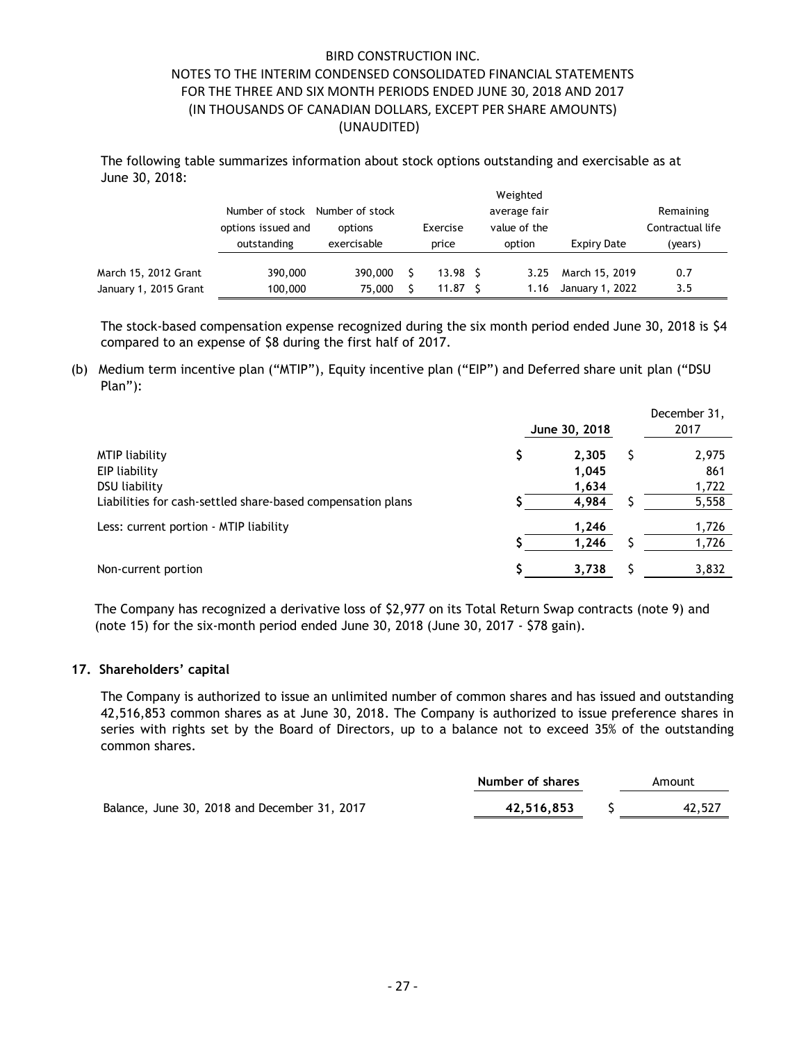The following table summarizes information about stock options outstanding and exercisable as at June 30, 2018:

| | Number of stock options issued and outstanding | Number of stock options exercisable | Exercise price | Weighted average fair value of the option | Expiry Date | Remaining Contractual life (years) |
|---|---|---|---|---|---|---|
| March 15, 2012 Grant | 390,000 | 390,000 | $ 13.98 | $ 3.25 | March 15, 2019 | 0.7 |
| January 1, 2015 Grant | 100,000 | 75,000 | $ 11.87 | $ 1.16 | January 1, 2022 | 3.5 |

The stock-based compensation expense recognized during the six month period ended June 30, 2018 is $4 compared to an expense of $8 during the first half of 2017.

(b) Medium term incentive plan ("MTIP"), Equity incentive plan ("EIP") and Deferred share unit plan ("DSU Plan"):

| | **June 30, 2018** | December 31, 2017 |
|---|---|---|
| MTIP liability | $ **2,305** | $ 2,975 |
| EIP liability | **1,045** | 861 |
| DSU liability | **1,634** | 1,722 |
| Liabilities for cash-settled share-based compensation plans | $ **4,984** | $ 5,558 |
| Less: current portion - MTIP liability | **1,246** | 1,726 |
| | $ **1,246** | $ 1,726 |
| Non-current portion | $ **3,738** | $ 3,832 |

The Company has recognized a derivative loss of $2,977 on its Total Return Swap contracts (note 9) and (note 15) for the six-month period ended June 30, 2018 (June 30, 2017 - $78 gain).

## 17. Shareholders' capital

The Company is authorized to issue an unlimited number of common shares and has issued and outstanding 42,516,853 common shares as at June 30, 2018. The Company is authorized to issue preference shares in series with rights set by the Board of Directors, up to a balance not to exceed 35% of the outstanding common shares.

| | **Number of shares** | Amount |
|---|---|---|
| Balance, June 30, 2018 and December 31, 2017 | **42,516,853** | $ 42,527 |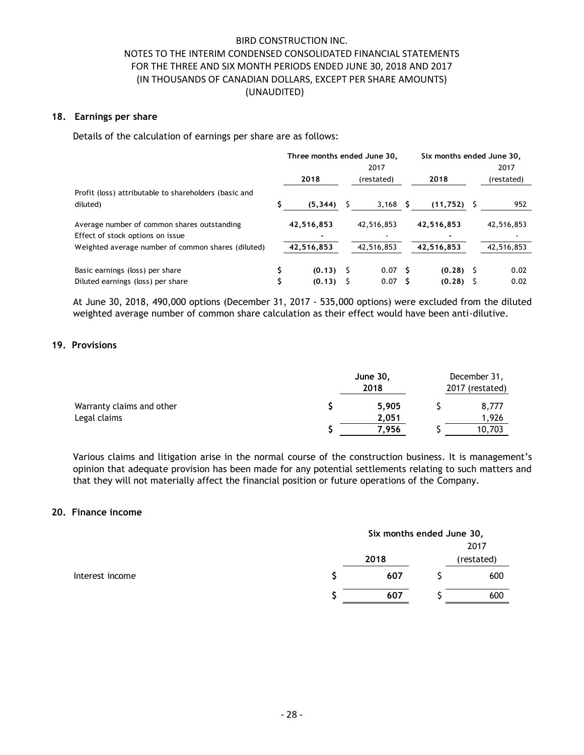BIRD CONSTRUCTION INC.
NOTES TO THE INTERIM CONDENSED CONSOLIDATED FINANCIAL STATEMENTS
FOR THE THREE AND SIX MONTH PERIODS ENDED JUNE 30, 2018 AND 2017
(IN THOUSANDS OF CANADIAN DOLLARS, EXCEPT PER SHARE AMOUNTS)
(UNAUDITED)

## 18. Earnings per share

Details of the calculation of earnings per share are as follows:

| | Three months ended June 30, | | Six months ended June 30, | |
|---|---|---|---|---|
| | **2018** | 2017 (restated) | **2018** | 2017 (restated) |
| Profit (loss) attributable to shareholders (basic and diluted) | **$ (5,344)** | $ 3,168 | **$ (11,752)** | $ 952 |
| Average number of common shares outstanding | **42,516,853** | 42,516,853 | **42,516,853** | 42,516,853 |
| Effect of stock options on issue | **-** | - | **-** | - |
| Weighted average number of common shares (diluted) | **42,516,853** | 42,516,853 | **42,516,853** | 42,516,853 |
| Basic earnings (loss) per share | **$ (0.13)** | $ 0.07 | **$ (0.28)** | $ 0.02 |
| Diluted earnings (loss) per share | **$ (0.13)** | $ 0.07 | **$ (0.28)** | $ 0.02 |

At June 30, 2018, 490,000 options (December 31, 2017 - 535,000 options) were excluded from the diluted weighted average number of common share calculation as their effect would have been anti-dilutive.

## 19. Provisions

| | **June 30, 2018** | December 31, 2017 (restated) |
|---|---|---|
| Warranty claims and other | **$ 5,905** | $ 8,777 |
| Legal claims | **2,051** | 1,926 |
| | **$ 7,956** | $ 10,703 |

Various claims and litigation arise in the normal course of the construction business. It is management's opinion that adequate provision has been made for any potential settlements relating to such matters and that they will not materially affect the financial position or future operations of the Company.

## 20. Finance income

| | Six months ended June 30, | |
|---|---|---|
| | **2018** | 2017 (restated) |
| Interest income | **$ 607** | $ 600 |
| | **$ 607** | $ 600 |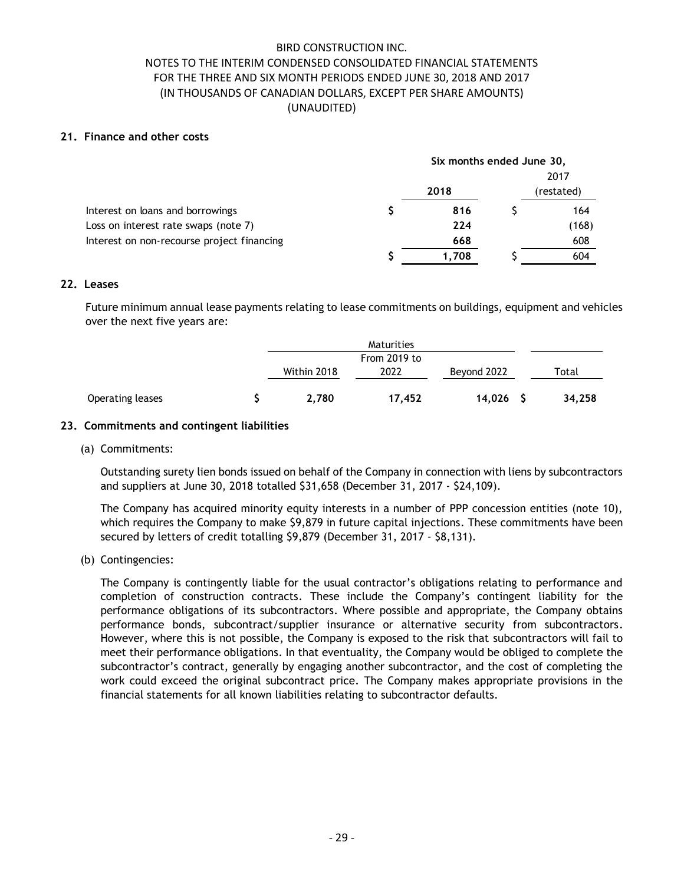## 21. Finance and other costs

| | Six months ended June 30, | |
|---|---|---|
| | **2018** | 2017 (restated) |
| Interest on loans and borrowings | $ **816** | $ 164 |
| Loss on interest rate swaps (note 7) | **224** | (168) |
| Interest on non-recourse project financing | **668** | 608 |
| | $ **1,708** | $ 604 |

## 22. Leases

Future minimum annual lease payments relating to lease commitments on buildings, equipment and vehicles over the next five years are:

| | Maturities | | | |
|---|---|---|---|---|
| | Within 2018 | From 2019 to 2022 | Beyond 2022 | Total |
| Operating leases | $ **2,780** | **17,452** | **14,026** | $ **34,258** |

## 23. Commitments and contingent liabilities

(a) Commitments:

Outstanding surety lien bonds issued on behalf of the Company in connection with liens by subcontractors and suppliers at June 30, 2018 totalled $31,658 (December 31, 2017 - $24,109).

The Company has acquired minority equity interests in a number of PPP concession entities (note 10), which requires the Company to make $9,879 in future capital injections. These commitments have been secured by letters of credit totalling $9,879 (December 31, 2017 - $8,131).

(b) Contingencies:

The Company is contingently liable for the usual contractor's obligations relating to performance and completion of construction contracts. These include the Company's contingent liability for the performance obligations of its subcontractors. Where possible and appropriate, the Company obtains performance bonds, subcontract/supplier insurance or alternative security from subcontractors. However, where this is not possible, the Company is exposed to the risk that subcontractors will fail to meet their performance obligations. In that eventuality, the Company would be obliged to complete the subcontractor's contract, generally by engaging another subcontractor, and the cost of completing the work could exceed the original subcontract price. The Company makes appropriate provisions in the financial statements for all known liabilities relating to subcontractor defaults.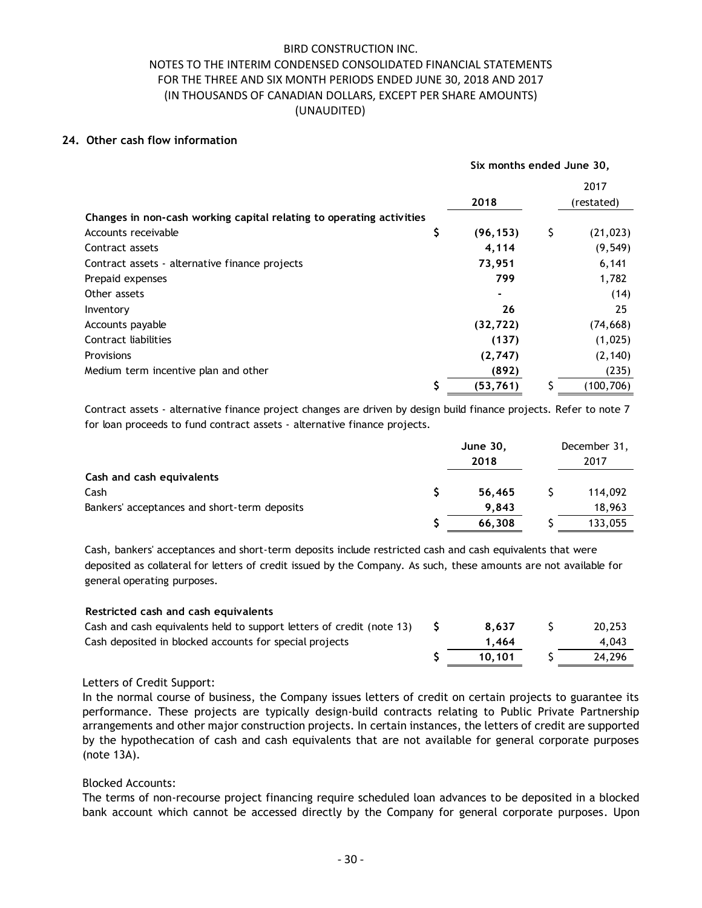## 24. Other cash flow information

| | Six months ended June 30, | |
|---|---|---|
| | **2018** | 2017 (restated) |
| **Changes in non-cash working capital relating to operating activities** | | |
| Accounts receivable | **$ (96,153)** | $ (21,023) |
| Contract assets | **4,114** | (9,549) |
| Contract assets - alternative finance projects | **73,951** | 6,141 |
| Prepaid expenses | **799** | 1,782 |
| Other assets | **-** | (14) |
| Inventory | **26** | 25 |
| Accounts payable | **(32,722)** | (74,668) |
| Contract liabilities | **(137)** | (1,025) |
| Provisions | **(2,747)** | (2,140) |
| Medium term incentive plan and other | **(892)** | (235) |
| | **$ (53,761)** | $ (100,706) |

Contract assets - alternative finance project changes are driven by design build finance projects. Refer to note 7 for loan proceeds to fund contract assets - alternative finance projects.

| | **June 30, 2018** | December 31, 2017 |
|---|---|---|
| **Cash and cash equivalents** | | |
| Cash | **$ 56,465** | $ 114,092 |
| Bankers' acceptances and short-term deposits | **9,843** | 18,963 |
| | **$ 66,308** | $ 133,055 |

Cash, bankers' acceptances and short-term deposits include restricted cash and cash equivalents that were deposited as collateral for letters of credit issued by the Company. As such, these amounts are not available for general operating purposes.

| | **June 30, 2018** | December 31, 2017 |
|---|---|---|
| **Restricted cash and cash equivalents** | | |
| Cash and cash equivalents held to support letters of credit (note 13) | **$ 8,637** | $ 20,253 |
| Cash deposited in blocked accounts for special projects | **1,464** | 4,043 |
| | **$ 10,101** | $ 24,296 |

Letters of Credit Support:
In the normal course of business, the Company issues letters of credit on certain projects to guarantee its performance. These projects are typically design-build contracts relating to Public Private Partnership arrangements and other major construction projects. In certain instances, the letters of credit are supported by the hypothecation of cash and cash equivalents that are not available for general corporate purposes (note 13A).

Blocked Accounts:
The terms of non-recourse project financing require scheduled loan advances to be deposited in a blocked bank account which cannot be accessed directly by the Company for general corporate purposes. Upon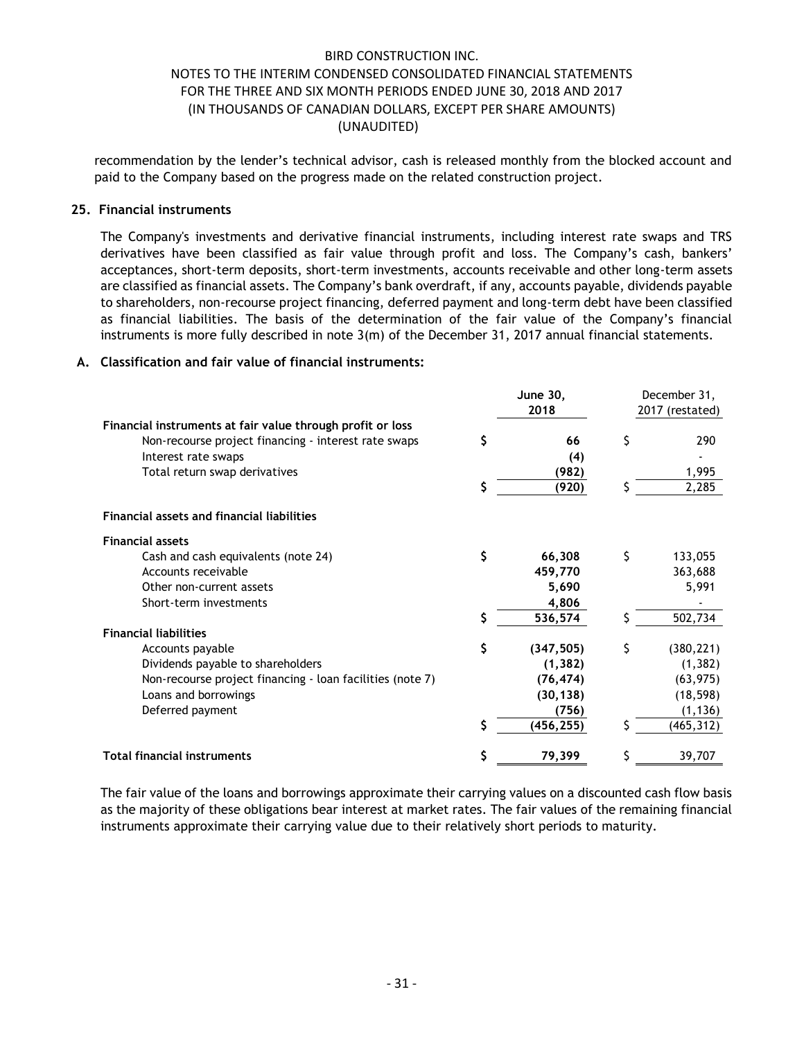recommendation by the lender's technical advisor, cash is released monthly from the blocked account and paid to the Company based on the progress made on the related construction project.

## 25. Financial instruments

The Company's investments and derivative financial instruments, including interest rate swaps and TRS derivatives have been classified as fair value through profit and loss. The Company's cash, bankers' acceptances, short-term deposits, short-term investments, accounts receivable and other long-term assets are classified as financial assets. The Company's bank overdraft, if any, accounts payable, dividends payable to shareholders, non-recourse project financing, deferred payment and long-term debt have been classified as financial liabilities. The basis of the determination of the fair value of the Company's financial instruments is more fully described in note 3(m) of the December 31, 2017 annual financial statements.

### A. Classification and fair value of financial instruments:

| | **June 30, 2018** | December 31, 2017 (restated) |
|---|---|---|
| **Financial instruments at fair value through profit or loss** | | |
| Non-recourse project financing - interest rate swaps | $ **66** | $ 290 |
| Interest rate swaps | **(4)** | - |
| Total return swap derivatives | **(982)** | 1,995 |
| | $ **(920)** | $ 2,285 |
| **Financial assets and financial liabilities** | | |
| **Financial assets** | | |
| Cash and cash equivalents (note 24) | $ **66,308** | $ 133,055 |
| Accounts receivable | **459,770** | 363,688 |
| Other non-current assets | **5,690** | 5,991 |
| Short-term investments | **4,806** | - |
| | $ **536,574** | $ 502,734 |
| **Financial liabilities** | | |
| Accounts payable | $ **(347,505)** | $ (380,221) |
| Dividends payable to shareholders | **(1,382)** | (1,382) |
| Non-recourse project financing - loan facilities (note 7) | **(76,474)** | (63,975) |
| Loans and borrowings | **(30,138)** | (18,598) |
| Deferred payment | **(756)** | (1,136) |
| | $ **(456,255)** | $ (465,312) |
| **Total financial instruments** | $ **79,399** | $ 39,707 |

The fair value of the loans and borrowings approximate their carrying values on a discounted cash flow basis as the majority of these obligations bear interest at market rates. The fair values of the remaining financial instruments approximate their carrying value due to their relatively short periods to maturity.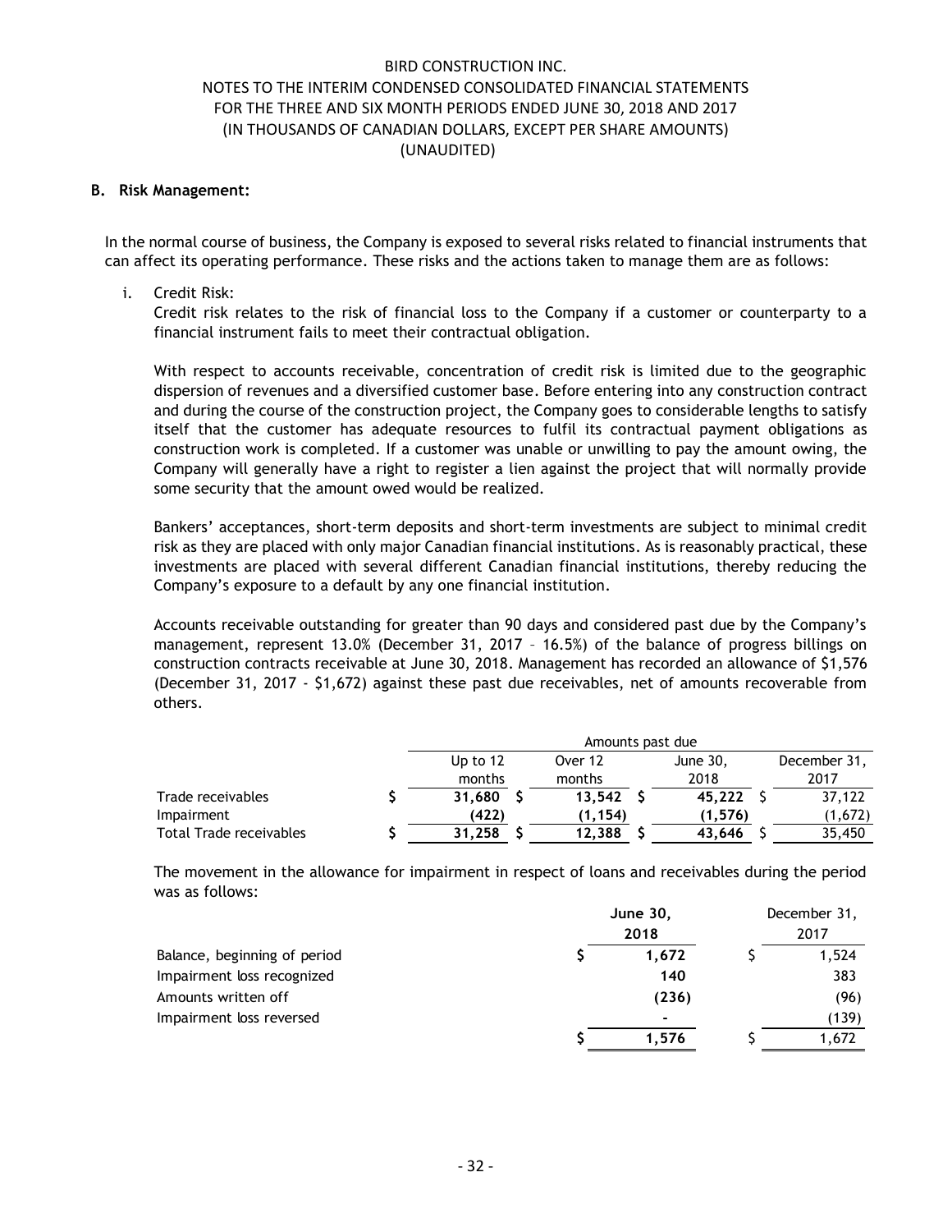BIRD CONSTRUCTION INC.
NOTES TO THE INTERIM CONDENSED CONSOLIDATED FINANCIAL STATEMENTS
FOR THE THREE AND SIX MONTH PERIODS ENDED JUNE 30, 2018 AND 2017
(IN THOUSANDS OF CANADIAN DOLLARS, EXCEPT PER SHARE AMOUNTS)
(UNAUDITED)

**B. Risk Management:**

In the normal course of business, the Company is exposed to several risks related to financial instruments that can affect its operating performance. These risks and the actions taken to manage them are as follows:

i. Credit Risk:
Credit risk relates to the risk of financial loss to the Company if a customer or counterparty to a financial instrument fails to meet their contractual obligation.

With respect to accounts receivable, concentration of credit risk is limited due to the geographic dispersion of revenues and a diversified customer base. Before entering into any construction contract and during the course of the construction project, the Company goes to considerable lengths to satisfy itself that the customer has adequate resources to fulfil its contractual payment obligations as construction work is completed. If a customer was unable or unwilling to pay the amount owing, the Company will generally have a right to register a lien against the project that will normally provide some security that the amount owed would be realized.

Bankers' acceptances, short-term deposits and short-term investments are subject to minimal credit risk as they are placed with only major Canadian financial institutions. As is reasonably practical, these investments are placed with several different Canadian financial institutions, thereby reducing the Company's exposure to a default by any one financial institution.

Accounts receivable outstanding for greater than 90 days and considered past due by the Company's management, represent 13.0% (December 31, 2017 – 16.5%) of the balance of progress billings on construction contracts receivable at June 30, 2018. Management has recorded an allowance of $1,576 (December 31, 2017 - $1,672) against these past due receivables, net of amounts recoverable from others.

| | Amounts past due | | | |
|---|---|---|---|---|
| | Up to 12 months | Over 12 months | June 30, 2018 | December 31, 2017 |
| Trade receivables | $ **31,680** | $ **13,542** | $ **45,222** | $ 37,122 |
| Impairment | **(422)** | **(1,154)** | **(1,576)** | (1,672) |
| Total Trade receivables | $ **31,258** | $ **12,388** | $ **43,646** | $ 35,450 |

The movement in the allowance for impairment in respect of loans and receivables during the period was as follows:

| | June 30, 2018 | December 31, 2017 |
|---|---|---|
| Balance, beginning of period | $ **1,672** | $ 1,524 |
| Impairment loss recognized | **140** | 383 |
| Amounts written off | **(236)** | (96) |
| Impairment loss reversed | **-** | (139) |
| | $ **1,576** | $ 1,672 |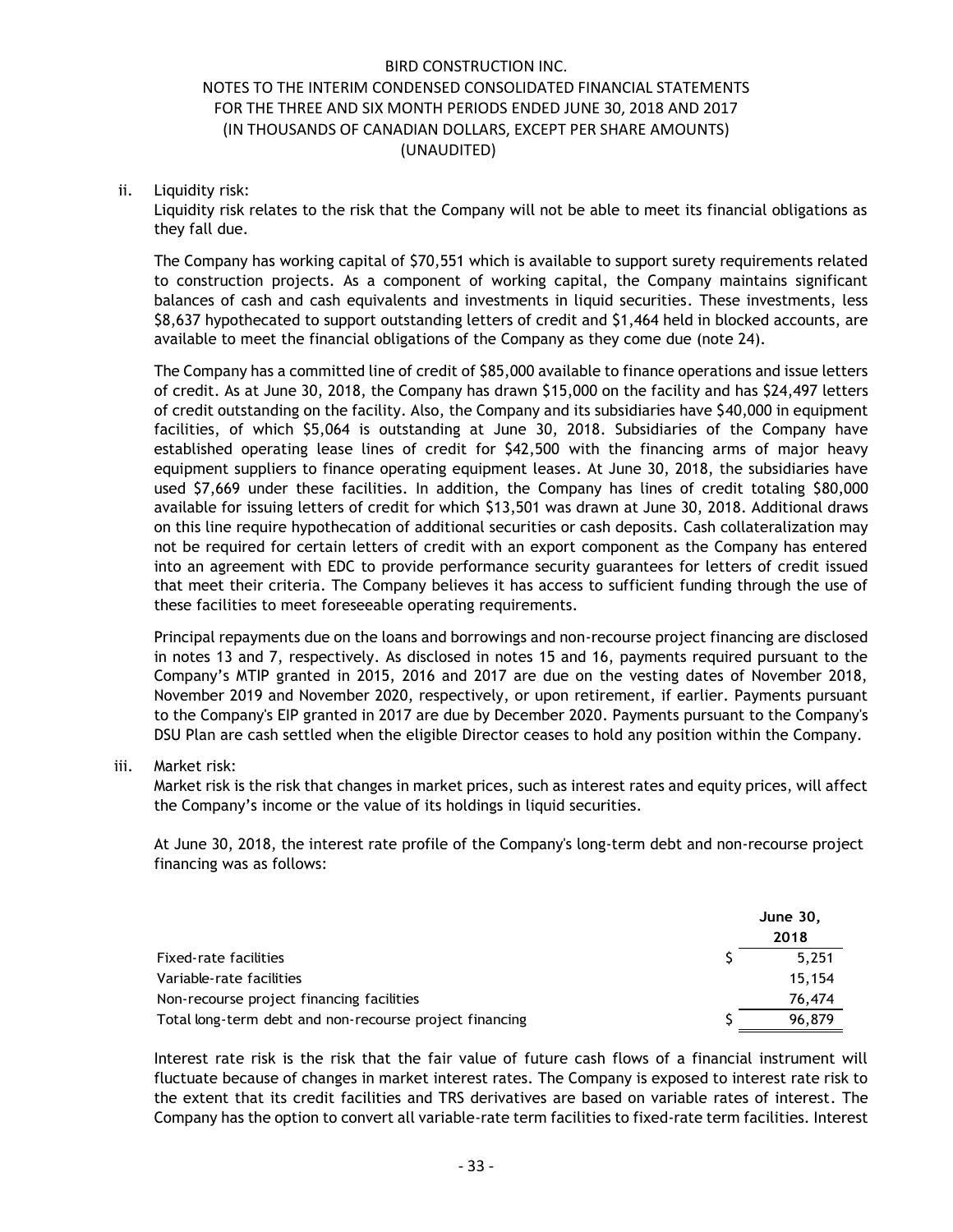ii. Liquidity risk:

Liquidity risk relates to the risk that the Company will not be able to meet its financial obligations as they fall due.

The Company has working capital of $70,551 which is available to support surety requirements related to construction projects. As a component of working capital, the Company maintains significant balances of cash and cash equivalents and investments in liquid securities. These investments, less $8,637 hypothecated to support outstanding letters of credit and $1,464 held in blocked accounts, are available to meet the financial obligations of the Company as they come due (note 24).

The Company has a committed line of credit of $85,000 available to finance operations and issue letters of credit. As at June 30, 2018, the Company has drawn $15,000 on the facility and has $24,497 letters of credit outstanding on the facility. Also, the Company and its subsidiaries have $40,000 in equipment facilities, of which $5,064 is outstanding at June 30, 2018. Subsidiaries of the Company have established operating lease lines of credit for $42,500 with the financing arms of major heavy equipment suppliers to finance operating equipment leases. At June 30, 2018, the subsidiaries have used $7,669 under these facilities. In addition, the Company has lines of credit totaling $80,000 available for issuing letters of credit for which $13,501 was drawn at June 30, 2018. Additional draws on this line require hypothecation of additional securities or cash deposits. Cash collateralization may not be required for certain letters of credit with an export component as the Company has entered into an agreement with EDC to provide performance security guarantees for letters of credit issued that meet their criteria. The Company believes it has access to sufficient funding through the use of these facilities to meet foreseeable operating requirements.

Principal repayments due on the loans and borrowings and non-recourse project financing are disclosed in notes 13 and 7, respectively. As disclosed in notes 15 and 16, payments required pursuant to the Company's MTIP granted in 2015, 2016 and 2017 are due on the vesting dates of November 2018, November 2019 and November 2020, respectively, or upon retirement, if earlier. Payments pursuant to the Company's EIP granted in 2017 are due by December 2020. Payments pursuant to the Company's DSU Plan are cash settled when the eligible Director ceases to hold any position within the Company.

iii. Market risk:

Market risk is the risk that changes in market prices, such as interest rates and equity prices, will affect the Company's income or the value of its holdings in liquid securities.

At June 30, 2018, the interest rate profile of the Company's long-term debt and non-recourse project financing was as follows:

| | June 30, 2018 |
|---|---|
| Fixed-rate facilities | $ 5,251 |
| Variable-rate facilities | 15,154 |
| Non-recourse project financing facilities | 76,474 |
| Total long-term debt and non-recourse project financing | $ 96,879 |

Interest rate risk is the risk that the fair value of future cash flows of a financial instrument will fluctuate because of changes in market interest rates. The Company is exposed to interest rate risk to the extent that its credit facilities and TRS derivatives are based on variable rates of interest. The Company has the option to convert all variable-rate term facilities to fixed-rate term facilities. Interest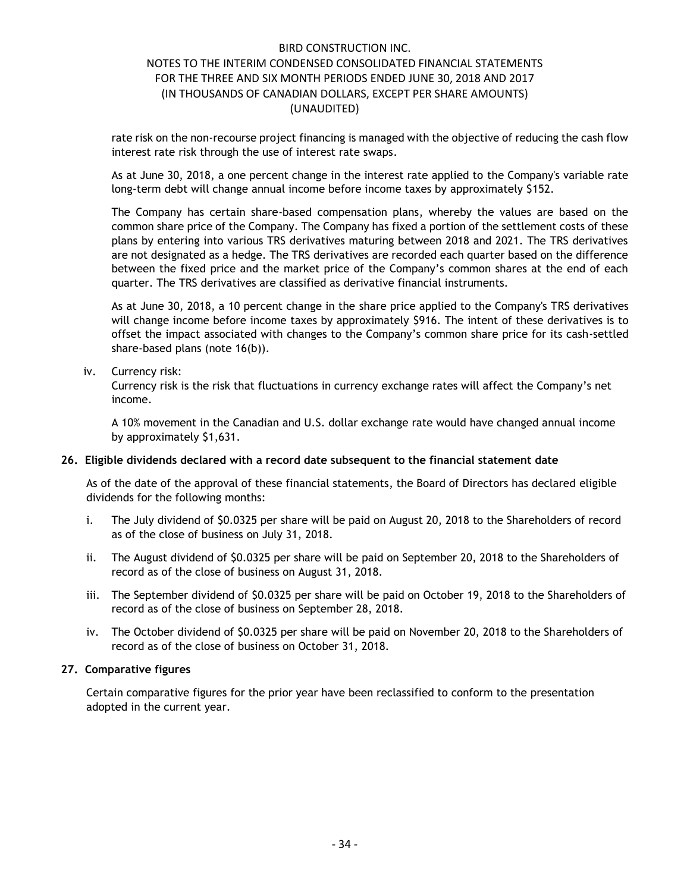rate risk on the non-recourse project financing is managed with the objective of reducing the cash flow interest rate risk through the use of interest rate swaps.

As at June 30, 2018, a one percent change in the interest rate applied to the Company's variable rate long-term debt will change annual income before income taxes by approximately $152.

The Company has certain share-based compensation plans, whereby the values are based on the common share price of the Company. The Company has fixed a portion of the settlement costs of these plans by entering into various TRS derivatives maturing between 2018 and 2021. The TRS derivatives are not designated as a hedge. The TRS derivatives are recorded each quarter based on the difference between the fixed price and the market price of the Company's common shares at the end of each quarter. The TRS derivatives are classified as derivative financial instruments.

As at June 30, 2018, a 10 percent change in the share price applied to the Company's TRS derivatives will change income before income taxes by approximately $916. The intent of these derivatives is to offset the impact associated with changes to the Company's common share price for its cash-settled share-based plans (note 16(b)).

iv. Currency risk:
Currency risk is the risk that fluctuations in currency exchange rates will affect the Company's net income.

A 10% movement in the Canadian and U.S. dollar exchange rate would have changed annual income by approximately $1,631.

## 26. Eligible dividends declared with a record date subsequent to the financial statement date

As of the date of the approval of these financial statements, the Board of Directors has declared eligible dividends for the following months:

i. The July dividend of $0.0325 per share will be paid on August 20, 2018 to the Shareholders of record as of the close of business on July 31, 2018.

ii. The August dividend of $0.0325 per share will be paid on September 20, 2018 to the Shareholders of record as of the close of business on August 31, 2018.

iii. The September dividend of $0.0325 per share will be paid on October 19, 2018 to the Shareholders of record as of the close of business on September 28, 2018.

iv. The October dividend of $0.0325 per share will be paid on November 20, 2018 to the Shareholders of record as of the close of business on October 31, 2018.

## 27. Comparative figures

Certain comparative figures for the prior year have been reclassified to conform to the presentation adopted in the current year.